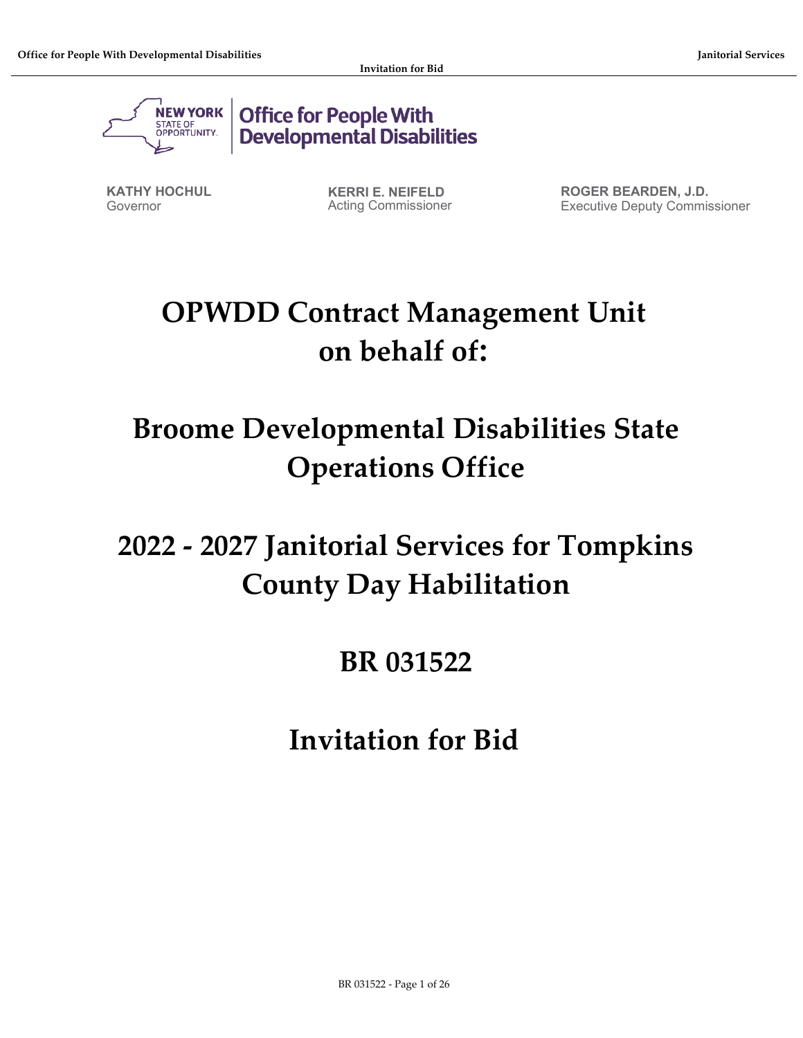NEW YORK STATE OF OPPORTUNITY. | Office for People With Developmental Disabilities

**KATHY HOCHUL**
Governor

**KERRI E. NEIFELD**
Acting Commissioner

**ROGER BEARDEN, J.D.**
Executive Deputy Commissioner

# OPWDD Contract Management Unit on behalf of:

# Broome Developmental Disabilities State Operations Office

# 2022 - 2027 Janitorial Services for Tompkins County Day Habilitation

# BR 031522

# Invitation for Bid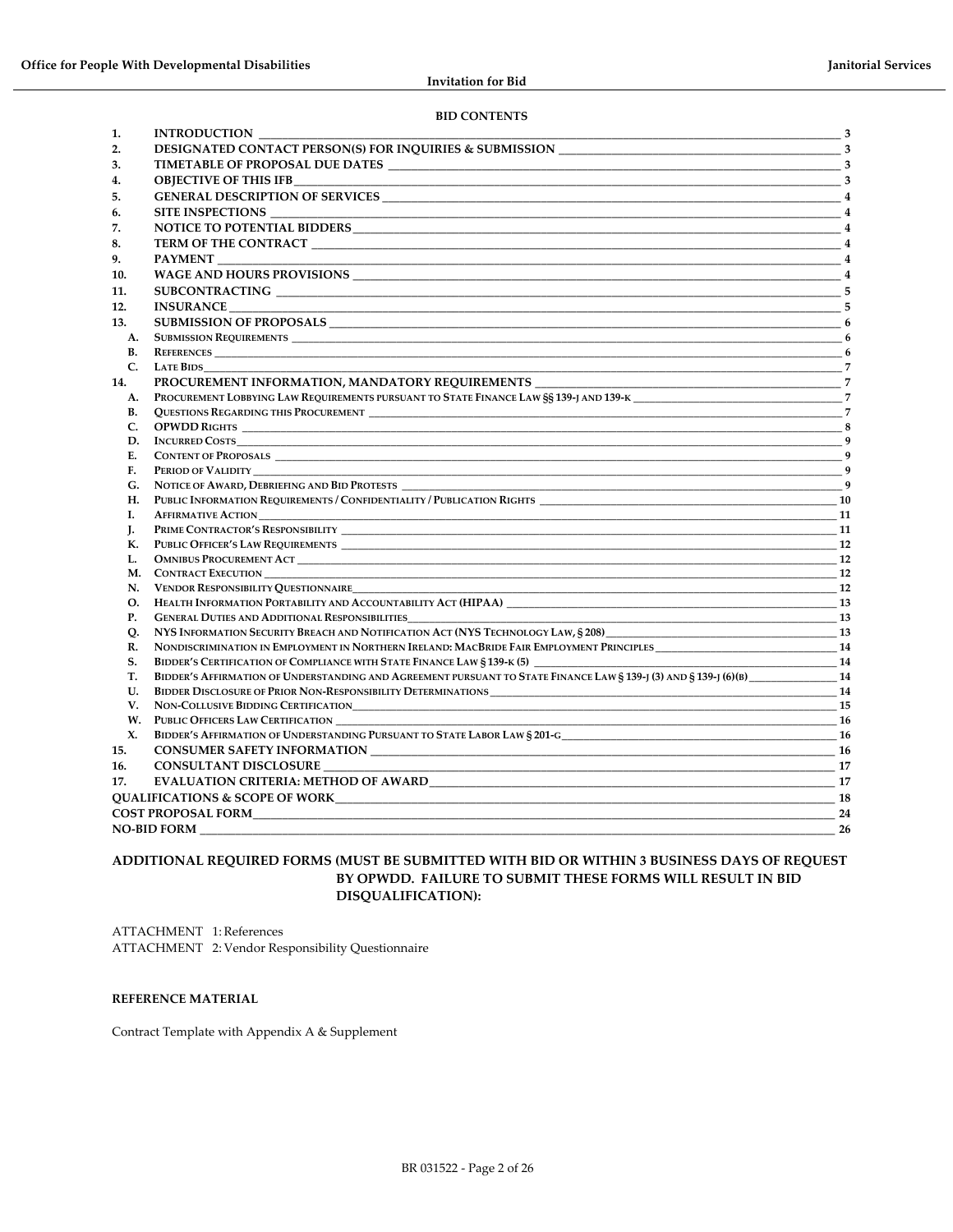## BID CONTENTS

| | | |
|---|---|---|
| 1. | INTRODUCTION | 3 |
| 2. | DESIGNATED CONTACT PERSON(S) FOR INQUIRIES & SUBMISSION | 3 |
| 3. | TIMETABLE OF PROPOSAL DUE DATES | 3 |
| 4. | OBJECTIVE OF THIS IFB | 3 |
| 5. | GENERAL DESCRIPTION OF SERVICES | 4 |
| 6. | SITE INSPECTIONS | 4 |
| 7. | NOTICE TO POTENTIAL BIDDERS | 4 |
| 8. | TERM OF THE CONTRACT | 4 |
| 9. | PAYMENT | 4 |
| 10. | WAGE AND HOURS PROVISIONS | 4 |
| 11. | SUBCONTRACTING | 5 |
| 12. | INSURANCE | 5 |
| 13. | SUBMISSION OF PROPOSALS | 6 |
| A. | Submission Requirements | 6 |
| B. | References | 6 |
| C. | Late Bids | 7 |
| 14. | PROCUREMENT INFORMATION, MANDATORY REQUIREMENTS | 7 |
| A. | Procurement Lobbying Law Requirements pursuant to State Finance Law §§ 139-j and 139-k | 7 |
| B. | Questions Regarding this Procurement | 7 |
| C. | OPWDD Rights | 8 |
| D. | Incurred Costs | 9 |
| E. | Content of Proposals | 9 |
| F. | Period of Validity | 9 |
| G. | Notice of Award, Debriefing and Bid Protests | 9 |
| H. | Public Information Requirements / Confidentiality / Publication Rights | 10 |
| I. | Affirmative Action | 11 |
| J. | Prime Contractor's Responsibility | 11 |
| K. | Public Officer's Law Requirements | 12 |
| L. | Omnibus Procurement Act | 12 |
| M. | Contract Execution | 12 |
| N. | Vendor Responsibility Questionnaire | 12 |
| O. | Health Information Portability and Accountability Act (HIPAA) | 13 |
| P. | General Duties and Additional Responsibilities | 13 |
| Q. | NYS Information Security Breach and Notification Act (NYS Technology Law, § 208) | 13 |
| R. | Nondiscrimination in Employment in Northern Ireland: MacBride Fair Employment Principles | 14 |
| S. | Bidder's Certification of Compliance with State Finance Law § 139-k (5) | 14 |
| T. | Bidder's Affirmation of Understanding and Agreement pursuant to State Finance Law § 139-j (3) and § 139-j (6)(b) | 14 |
| U. | Bidder Disclosure of Prior Non-Responsibility Determinations | 14 |
| V. | Non-Collusive Bidding Certification | 15 |
| W. | Public Officers Law Certification | 16 |
| X. | Bidder's Affirmation of Understanding Pursuant to State Labor Law § 201-g | 16 |
| 15. | CONSUMER SAFETY INFORMATION | 16 |
| 16. | CONSULTANT DISCLOSURE | 17 |
| 17. | EVALUATION CRITERIA: METHOD OF AWARD | 17 |
| | QUALIFICATIONS & SCOPE OF WORK | 18 |
| | COST PROPOSAL FORM | 24 |
| | NO-BID FORM | 26 |

**ADDITIONAL REQUIRED FORMS (MUST BE SUBMITTED WITH BID OR WITHIN 3 BUSINESS DAYS OF REQUEST BY OPWDD. FAILURE TO SUBMIT THESE FORMS WILL RESULT IN BID DISQUALIFICATION):**

ATTACHMENT 1: References
ATTACHMENT 2: Vendor Responsibility Questionnaire

**REFERENCE MATERIAL**

Contract Template with Appendix A & Supplement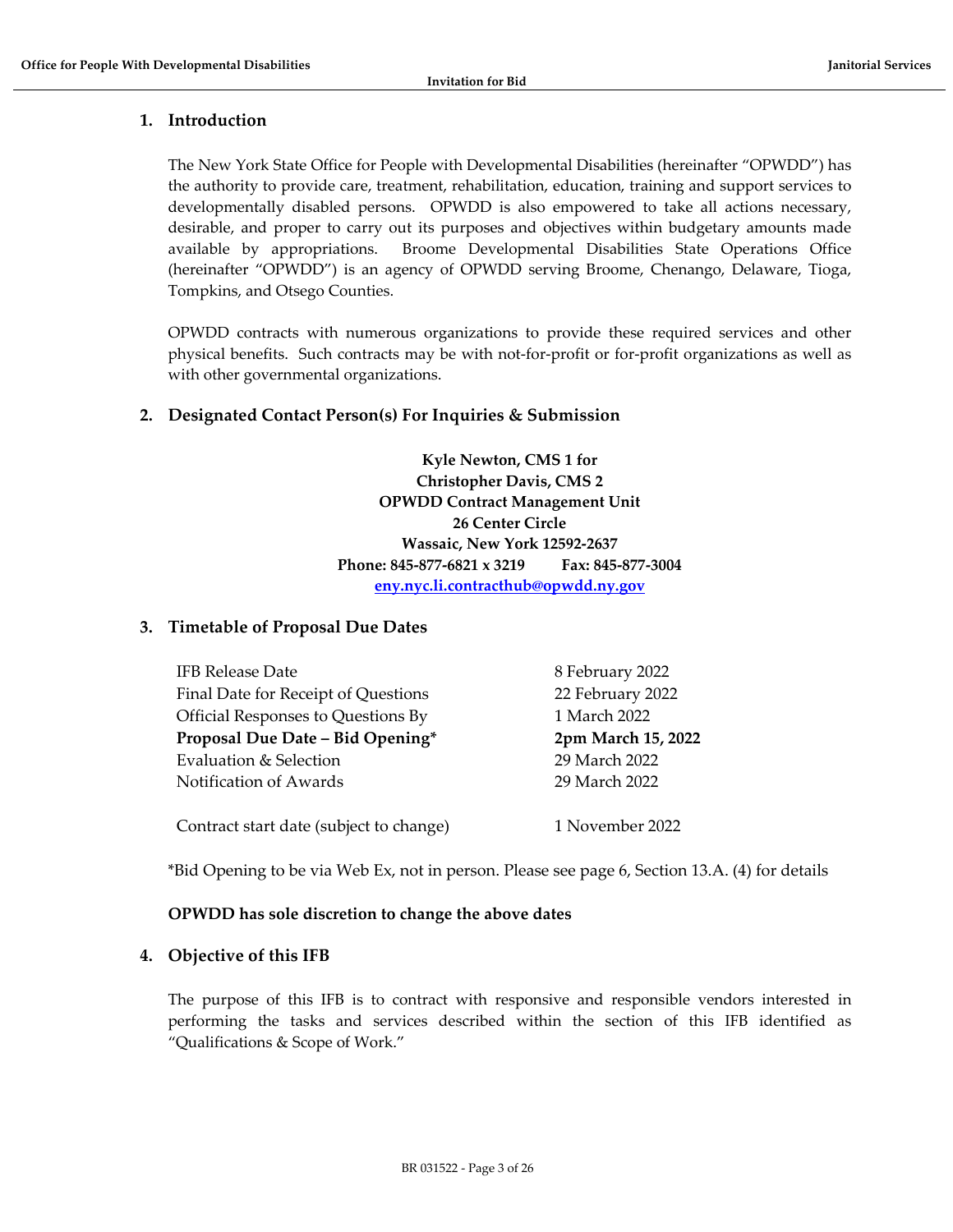## 1. Introduction

The New York State Office for People with Developmental Disabilities (hereinafter "OPWDD") has the authority to provide care, treatment, rehabilitation, education, training and support services to developmentally disabled persons. OPWDD is also empowered to take all actions necessary, desirable, and proper to carry out its purposes and objectives within budgetary amounts made available by appropriations. Broome Developmental Disabilities State Operations Office (hereinafter "OPWDD") is an agency of OPWDD serving Broome, Chenango, Delaware, Tioga, Tompkins, and Otsego Counties.

OPWDD contracts with numerous organizations to provide these required services and other physical benefits. Such contracts may be with not-for-profit or for-profit organizations as well as with other governmental organizations.

## 2. Designated Contact Person(s) For Inquiries & Submission

**Kyle Newton, CMS 1 for**
**Christopher Davis, CMS 2**
**OPWDD Contract Management Unit**
**26 Center Circle**
**Wassaic, New York 12592-2637**
**Phone: 845-877-6821 x 3219 Fax: 845-877-3004**
**eny.nyc.li.contracthub@opwdd.ny.gov**

## 3. Timetable of Proposal Due Dates

| | |
|---|---|
| IFB Release Date | 8 February 2022 |
| Final Date for Receipt of Questions | 22 February 2022 |
| Official Responses to Questions By | 1 March 2022 |
| **Proposal Due Date – Bid Opening*** | **2pm March 15, 2022** |
| Evaluation & Selection | 29 March 2022 |
| Notification of Awards | 29 March 2022 |
| | |
| Contract start date (subject to change) | 1 November 2022 |

*Bid Opening to be via Web Ex, not in person. Please see page 6, Section 13.A. (4) for details

**OPWDD has sole discretion to change the above dates**

## 4. Objective of this IFB

The purpose of this IFB is to contract with responsive and responsible vendors interested in performing the tasks and services described within the section of this IFB identified as "Qualifications & Scope of Work."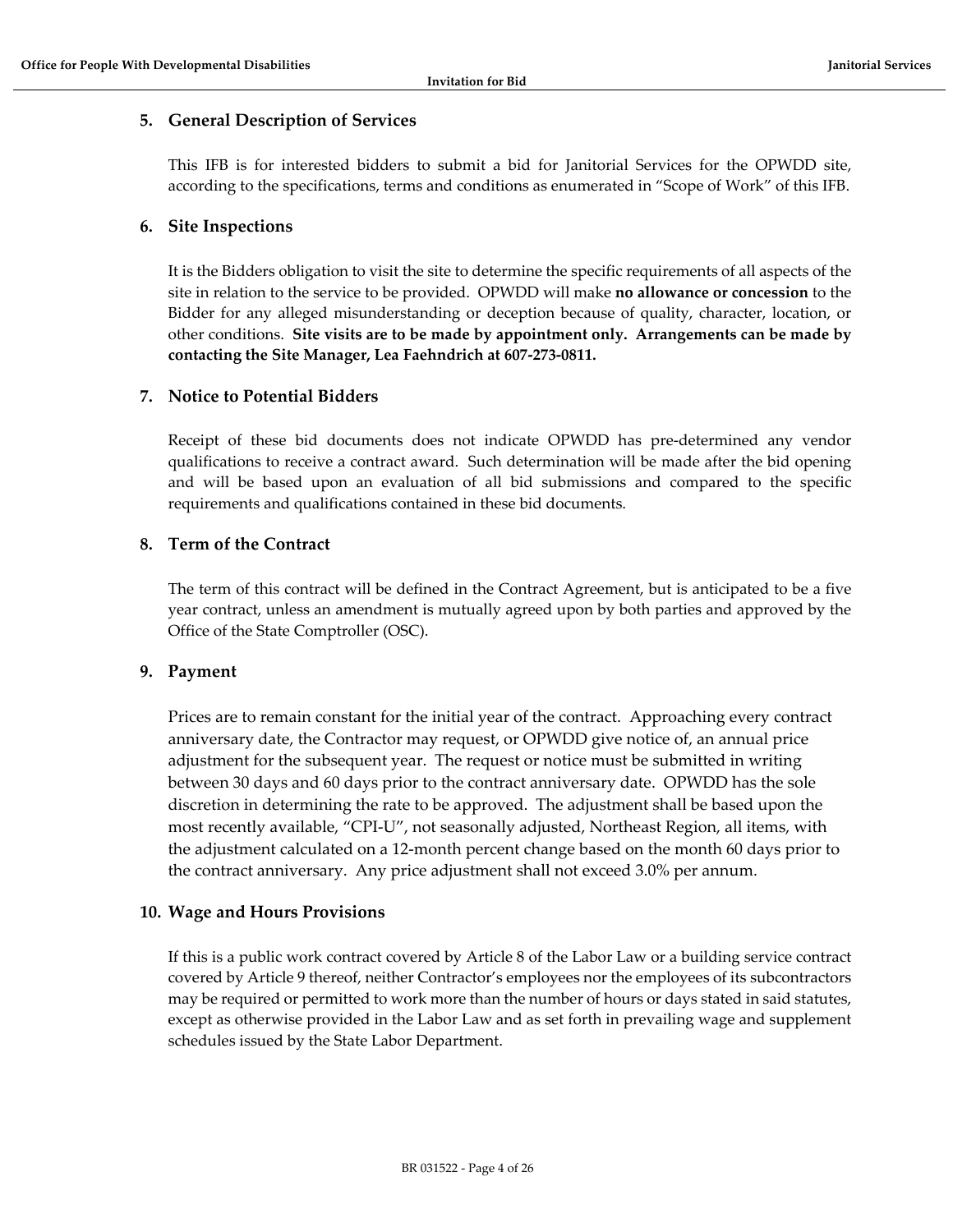## 5. General Description of Services

This IFB is for interested bidders to submit a bid for Janitorial Services for the OPWDD site, according to the specifications, terms and conditions as enumerated in "Scope of Work" of this IFB.

## 6. Site Inspections

It is the Bidders obligation to visit the site to determine the specific requirements of all aspects of the site in relation to the service to be provided. OPWDD will make **no allowance or concession** to the Bidder for any alleged misunderstanding or deception because of quality, character, location, or other conditions. **Site visits are to be made by appointment only. Arrangements can be made by contacting the Site Manager, Lea Faehndrich at 607-273-0811.**

## 7. Notice to Potential Bidders

Receipt of these bid documents does not indicate OPWDD has pre-determined any vendor qualifications to receive a contract award. Such determination will be made after the bid opening and will be based upon an evaluation of all bid submissions and compared to the specific requirements and qualifications contained in these bid documents.

## 8. Term of the Contract

The term of this contract will be defined in the Contract Agreement, but is anticipated to be a five year contract, unless an amendment is mutually agreed upon by both parties and approved by the Office of the State Comptroller (OSC).

## 9. Payment

Prices are to remain constant for the initial year of the contract. Approaching every contract anniversary date, the Contractor may request, or OPWDD give notice of, an annual price adjustment for the subsequent year. The request or notice must be submitted in writing between 30 days and 60 days prior to the contract anniversary date. OPWDD has the sole discretion in determining the rate to be approved. The adjustment shall be based upon the most recently available, "CPI-U", not seasonally adjusted, Northeast Region, all items, with the adjustment calculated on a 12-month percent change based on the month 60 days prior to the contract anniversary. Any price adjustment shall not exceed 3.0% per annum.

## 10. Wage and Hours Provisions

If this is a public work contract covered by Article 8 of the Labor Law or a building service contract covered by Article 9 thereof, neither Contractor's employees nor the employees of its subcontractors may be required or permitted to work more than the number of hours or days stated in said statutes, except as otherwise provided in the Labor Law and as set forth in prevailing wage and supplement schedules issued by the State Labor Department.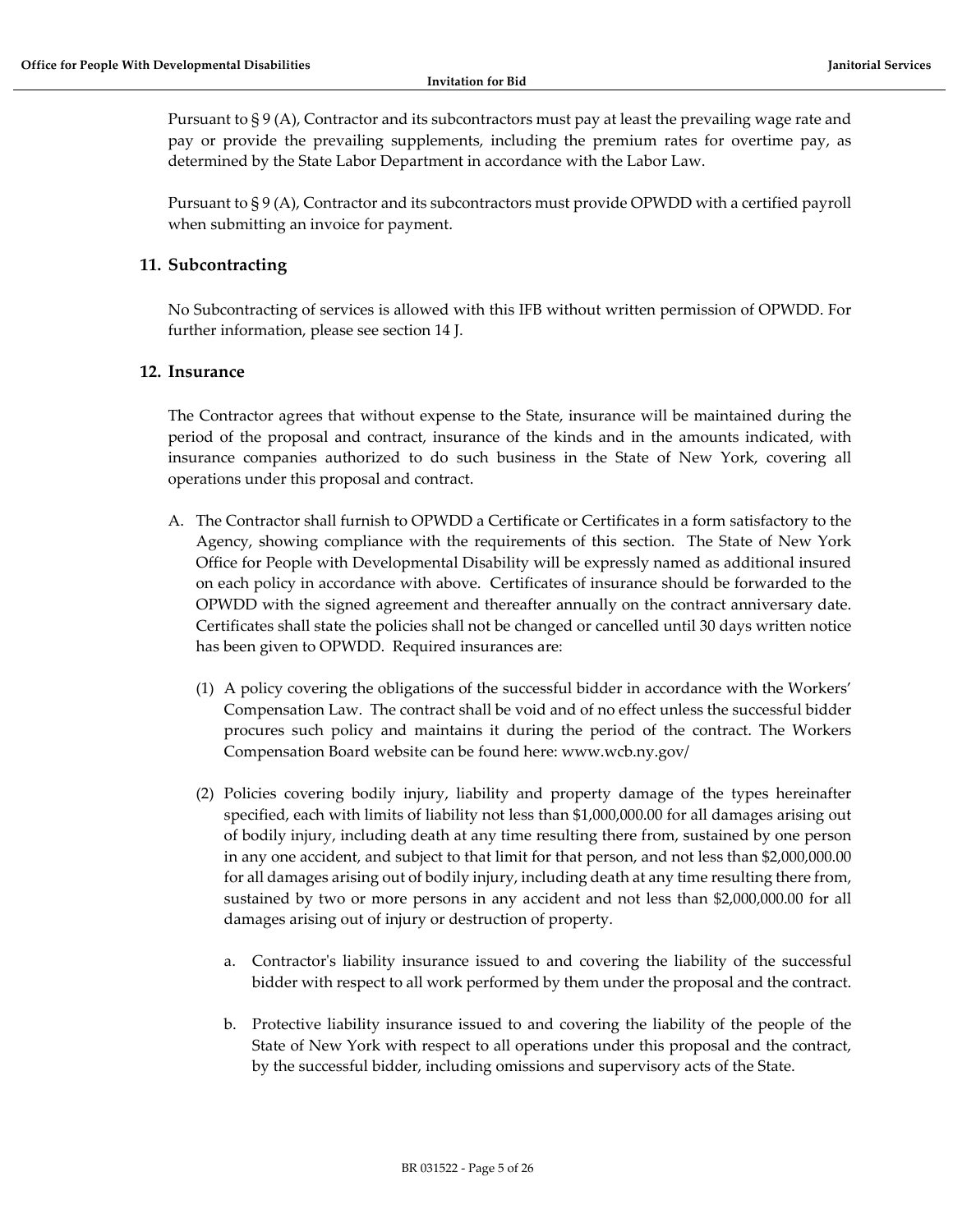Pursuant to § 9 (A), Contractor and its subcontractors must pay at least the prevailing wage rate and pay or provide the prevailing supplements, including the premium rates for overtime pay, as determined by the State Labor Department in accordance with the Labor Law.

Pursuant to § 9 (A), Contractor and its subcontractors must provide OPWDD with a certified payroll when submitting an invoice for payment.

## 11. Subcontracting

No Subcontracting of services is allowed with this IFB without written permission of OPWDD. For further information, please see section 14 J.

## 12. Insurance

The Contractor agrees that without expense to the State, insurance will be maintained during the period of the proposal and contract, insurance of the kinds and in the amounts indicated, with insurance companies authorized to do such business in the State of New York, covering all operations under this proposal and contract.

A. The Contractor shall furnish to OPWDD a Certificate or Certificates in a form satisfactory to the Agency, showing compliance with the requirements of this section. The State of New York Office for People with Developmental Disability will be expressly named as additional insured on each policy in accordance with above. Certificates of insurance should be forwarded to the OPWDD with the signed agreement and thereafter annually on the contract anniversary date. Certificates shall state the policies shall not be changed or cancelled until 30 days written notice has been given to OPWDD. Required insurances are:

   (1) A policy covering the obligations of the successful bidder in accordance with the Workers' Compensation Law. The contract shall be void and of no effect unless the successful bidder procures such policy and maintains it during the period of the contract. The Workers Compensation Board website can be found here: www.wcb.ny.gov/

   (2) Policies covering bodily injury, liability and property damage of the types hereinafter specified, each with limits of liability not less than $1,000,000.00 for all damages arising out of bodily injury, including death at any time resulting there from, sustained by one person in any one accident, and subject to that limit for that person, and not less than $2,000,000.00 for all damages arising out of bodily injury, including death at any time resulting there from, sustained by two or more persons in any accident and not less than $2,000,000.00 for all damages arising out of injury or destruction of property.

      a. Contractor's liability insurance issued to and covering the liability of the successful bidder with respect to all work performed by them under the proposal and the contract.

      b. Protective liability insurance issued to and covering the liability of the people of the State of New York with respect to all operations under this proposal and the contract, by the successful bidder, including omissions and supervisory acts of the State.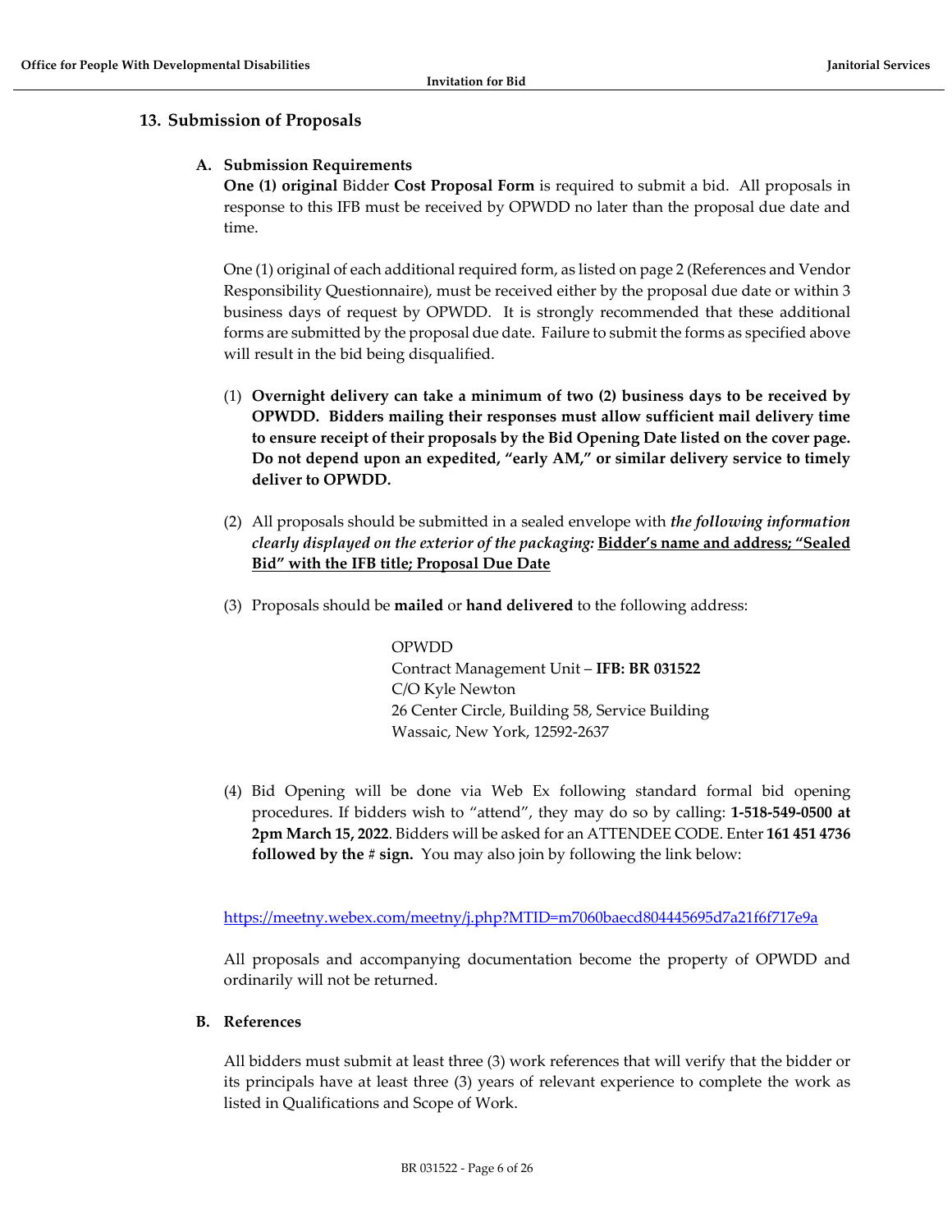## 13. Submission of Proposals

### A. Submission Requirements

**One (1) original** Bidder **Cost Proposal Form** is required to submit a bid. All proposals in response to this IFB must be received by OPWDD no later than the proposal due date and time.

One (1) original of each additional required form, as listed on page 2 (References and Vendor Responsibility Questionnaire), must be received either by the proposal due date or within 3 business days of request by OPWDD. It is strongly recommended that these additional forms are submitted by the proposal due date. Failure to submit the forms as specified above will result in the bid being disqualified.

(1) **Overnight delivery can take a minimum of two (2) business days to be received by OPWDD. Bidders mailing their responses must allow sufficient mail delivery time to ensure receipt of their proposals by the Bid Opening Date listed on the cover page. Do not depend upon an expedited, "early AM," or similar delivery service to timely deliver to OPWDD.**

(2) All proposals should be submitted in a sealed envelope with *the following information clearly displayed on the exterior of the packaging:* **Bidder's name and address; "Sealed Bid" with the IFB title; Proposal Due Date**

(3) Proposals should be **mailed** or **hand delivered** to the following address:

OPWDD
Contract Management Unit – **IFB: BR 031522**
C/O Kyle Newton
26 Center Circle, Building 58, Service Building
Wassaic, New York, 12592-2637

(4) Bid Opening will be done via Web Ex following standard formal bid opening procedures. If bidders wish to "attend", they may do so by calling: **1-518-549-0500 at 2pm March 15, 2022**. Bidders will be asked for an ATTENDEE CODE. Enter **161 451 4736 followed by the # sign.** You may also join by following the link below:

https://meetny.webex.com/meetny/j.php?MTID=m7060baecd804445695d7a21f6f717e9a

All proposals and accompanying documentation become the property of OPWDD and ordinarily will not be returned.

### B. References

All bidders must submit at least three (3) work references that will verify that the bidder or its principals have at least three (3) years of relevant experience to complete the work as listed in Qualifications and Scope of Work.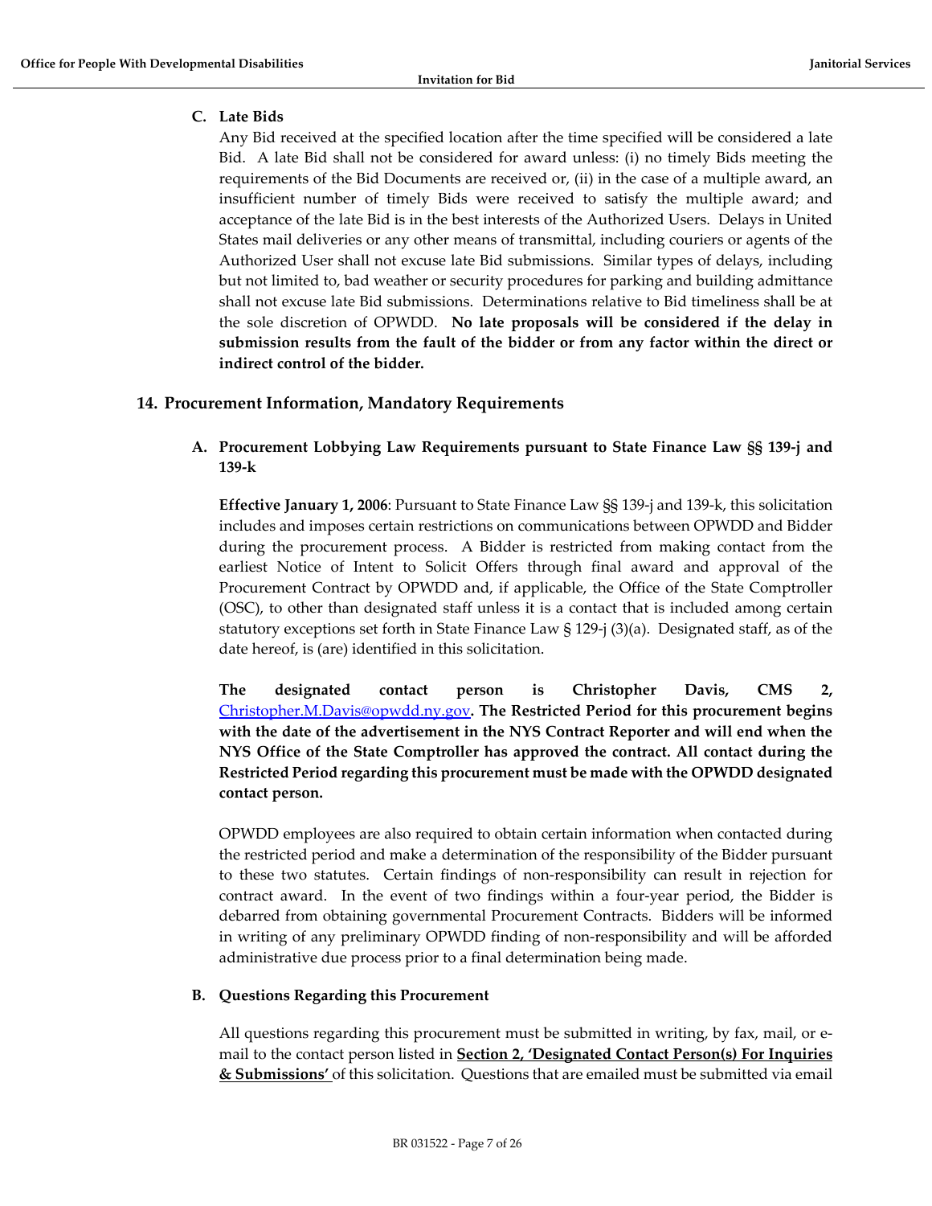**C. Late Bids**

Any Bid received at the specified location after the time specified will be considered a late Bid. A late Bid shall not be considered for award unless: (i) no timely Bids meeting the requirements of the Bid Documents are received or, (ii) in the case of a multiple award, an insufficient number of timely Bids were received to satisfy the multiple award; and acceptance of the late Bid is in the best interests of the Authorized Users. Delays in United States mail deliveries or any other means of transmittal, including couriers or agents of the Authorized User shall not excuse late Bid submissions. Similar types of delays, including but not limited to, bad weather or security procedures for parking and building admittance shall not excuse late Bid submissions. Determinations relative to Bid timeliness shall be at the sole discretion of OPWDD. **No late proposals will be considered if the delay in submission results from the fault of the bidder or from any factor within the direct or indirect control of the bidder.**

## 14. Procurement Information, Mandatory Requirements

**A. Procurement Lobbying Law Requirements pursuant to State Finance Law §§ 139-j and 139-k**

**Effective January 1, 2006**: Pursuant to State Finance Law §§ 139-j and 139-k, this solicitation includes and imposes certain restrictions on communications between OPWDD and Bidder during the procurement process. A Bidder is restricted from making contact from the earliest Notice of Intent to Solicit Offers through final award and approval of the Procurement Contract by OPWDD and, if applicable, the Office of the State Comptroller (OSC), to other than designated staff unless it is a contact that is included among certain statutory exceptions set forth in State Finance Law § 129-j (3)(a). Designated staff, as of the date hereof, is (are) identified in this solicitation.

**The designated contact person is Christopher Davis, CMS 2, [Christopher.M.Davis@opwdd.ny.gov](mailto:Christopher.M.Davis@opwdd.ny.gov). The Restricted Period for this procurement begins with the date of the advertisement in the NYS Contract Reporter and will end when the NYS Office of the State Comptroller has approved the contract. All contact during the Restricted Period regarding this procurement must be made with the OPWDD designated contact person.**

OPWDD employees are also required to obtain certain information when contacted during the restricted period and make a determination of the responsibility of the Bidder pursuant to these two statutes. Certain findings of non-responsibility can result in rejection for contract award. In the event of two findings within a four-year period, the Bidder is debarred from obtaining governmental Procurement Contracts. Bidders will be informed in writing of any preliminary OPWDD finding of non-responsibility and will be afforded administrative due process prior to a final determination being made.

**B. Questions Regarding this Procurement**

All questions regarding this procurement must be submitted in writing, by fax, mail, or e-mail to the contact person listed in **Section 2, 'Designated Contact Person(s) For Inquiries & Submissions'** of this solicitation. Questions that are emailed must be submitted via email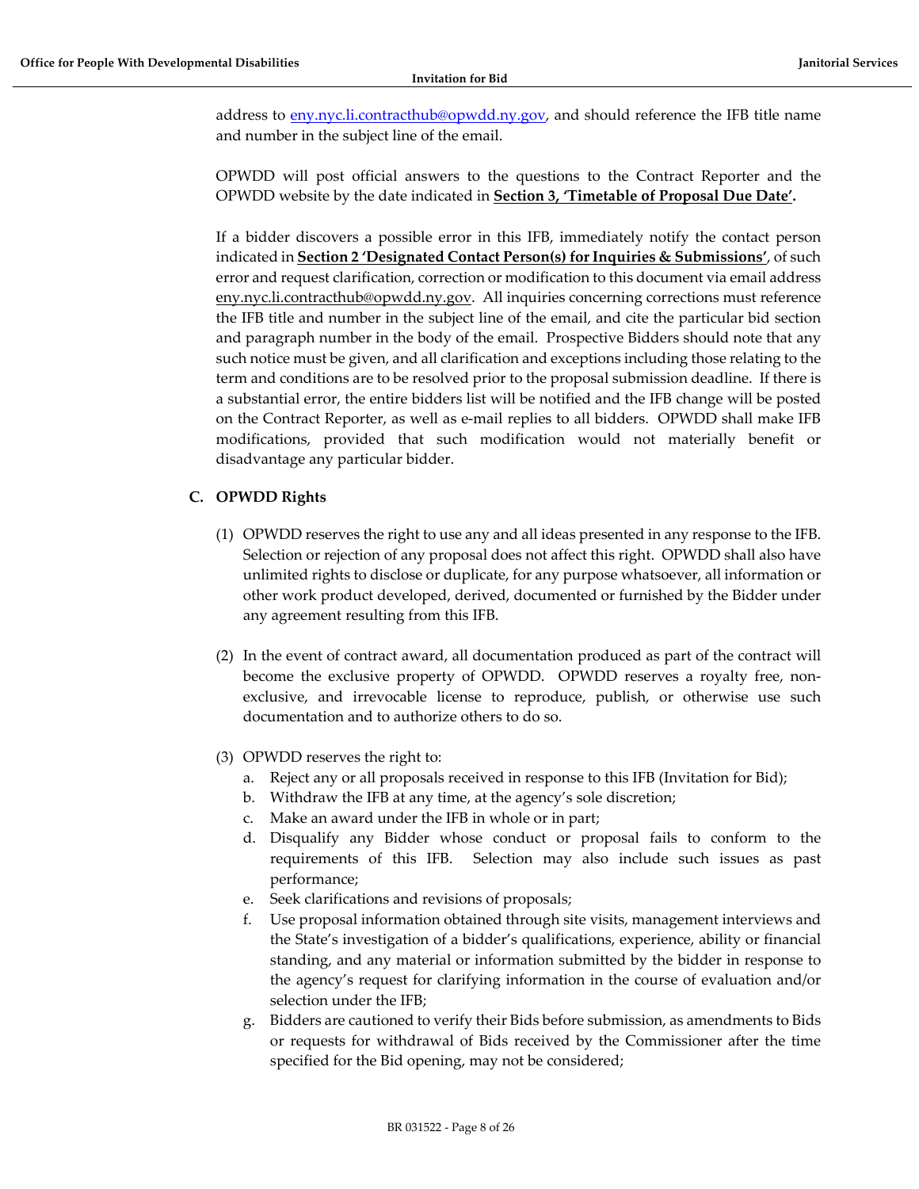address to eny.nyc.li.contracthub@opwdd.ny.gov, and should reference the IFB title name and number in the subject line of the email.

OPWDD will post official answers to the questions to the Contract Reporter and the OPWDD website by the date indicated in **Section 3, 'Timetable of Proposal Due Date'.**

If a bidder discovers a possible error in this IFB, immediately notify the contact person indicated in **Section 2 'Designated Contact Person(s) for Inquiries & Submissions'**, of such error and request clarification, correction or modification to this document via email address eny.nyc.li.contracthub@opwdd.ny.gov. All inquiries concerning corrections must reference the IFB title and number in the subject line of the email, and cite the particular bid section and paragraph number in the body of the email. Prospective Bidders should note that any such notice must be given, and all clarification and exceptions including those relating to the term and conditions are to be resolved prior to the proposal submission deadline. If there is a substantial error, the entire bidders list will be notified and the IFB change will be posted on the Contract Reporter, as well as e-mail replies to all bidders. OPWDD shall make IFB modifications, provided that such modification would not materially benefit or disadvantage any particular bidder.

### C. OPWDD Rights

(1) OPWDD reserves the right to use any and all ideas presented in any response to the IFB. Selection or rejection of any proposal does not affect this right. OPWDD shall also have unlimited rights to disclose or duplicate, for any purpose whatsoever, all information or other work product developed, derived, documented or furnished by the Bidder under any agreement resulting from this IFB.

(2) In the event of contract award, all documentation produced as part of the contract will become the exclusive property of OPWDD. OPWDD reserves a royalty free, non-exclusive, and irrevocable license to reproduce, publish, or otherwise use such documentation and to authorize others to do so.

(3) OPWDD reserves the right to:

a. Reject any or all proposals received in response to this IFB (Invitation for Bid);
b. Withdraw the IFB at any time, at the agency's sole discretion;
c. Make an award under the IFB in whole or in part;
d. Disqualify any Bidder whose conduct or proposal fails to conform to the requirements of this IFB. Selection may also include such issues as past performance;
e. Seek clarifications and revisions of proposals;
f. Use proposal information obtained through site visits, management interviews and the State's investigation of a bidder's qualifications, experience, ability or financial standing, and any material or information submitted by the bidder in response to the agency's request for clarifying information in the course of evaluation and/or selection under the IFB;
g. Bidders are cautioned to verify their Bids before submission, as amendments to Bids or requests for withdrawal of Bids received by the Commissioner after the time specified for the Bid opening, may not be considered;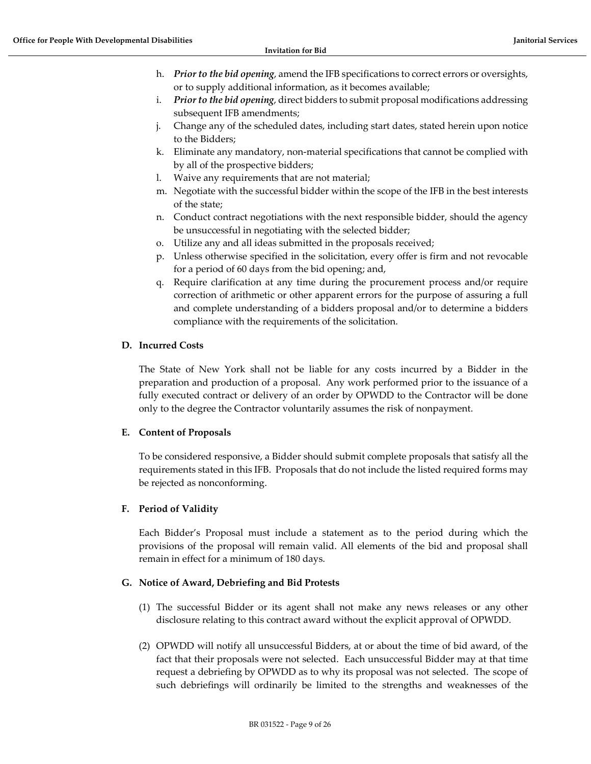h. ***Prior to the bid opening***, amend the IFB specifications to correct errors or oversights, or to supply additional information, as it becomes available;

i. ***Prior to the bid opening***, direct bidders to submit proposal modifications addressing subsequent IFB amendments;

j. Change any of the scheduled dates, including start dates, stated herein upon notice to the Bidders;

k. Eliminate any mandatory, non-material specifications that cannot be complied with by all of the prospective bidders;

l. Waive any requirements that are not material;

m. Negotiate with the successful bidder within the scope of the IFB in the best interests of the state;

n. Conduct contract negotiations with the next responsible bidder, should the agency be unsuccessful in negotiating with the selected bidder;

o. Utilize any and all ideas submitted in the proposals received;

p. Unless otherwise specified in the solicitation, every offer is firm and not revocable for a period of 60 days from the bid opening; and,

q. Require clarification at any time during the procurement process and/or require correction of arithmetic or other apparent errors for the purpose of assuring a full and complete understanding of a bidders proposal and/or to determine a bidders compliance with the requirements of the solicitation.

### D. Incurred Costs

The State of New York shall not be liable for any costs incurred by a Bidder in the preparation and production of a proposal. Any work performed prior to the issuance of a fully executed contract or delivery of an order by OPWDD to the Contractor will be done only to the degree the Contractor voluntarily assumes the risk of nonpayment.

### E. Content of Proposals

To be considered responsive, a Bidder should submit complete proposals that satisfy all the requirements stated in this IFB. Proposals that do not include the listed required forms may be rejected as nonconforming.

### F. Period of Validity

Each Bidder's Proposal must include a statement as to the period during which the provisions of the proposal will remain valid. All elements of the bid and proposal shall remain in effect for a minimum of 180 days.

### G. Notice of Award, Debriefing and Bid Protests

(1) The successful Bidder or its agent shall not make any news releases or any other disclosure relating to this contract award without the explicit approval of OPWDD.

(2) OPWDD will notify all unsuccessful Bidders, at or about the time of bid award, of the fact that their proposals were not selected. Each unsuccessful Bidder may at that time request a debriefing by OPWDD as to why its proposal was not selected. The scope of such debriefings will ordinarily be limited to the strengths and weaknesses of the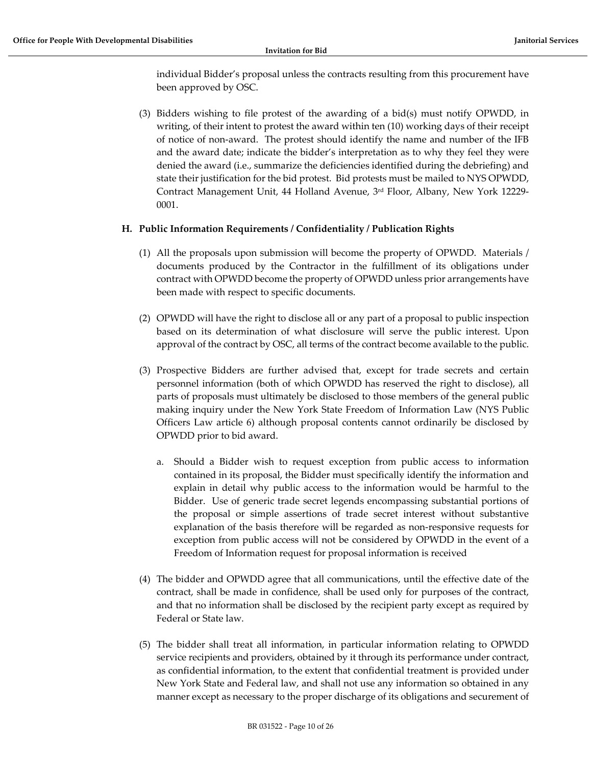individual Bidder's proposal unless the contracts resulting from this procurement have been approved by OSC.

(3) Bidders wishing to file protest of the awarding of a bid(s) must notify OPWDD, in writing, of their intent to protest the award within ten (10) working days of their receipt of notice of non-award. The protest should identify the name and number of the IFB and the award date; indicate the bidder's interpretation as to why they feel they were denied the award (i.e., summarize the deficiencies identified during the debriefing) and state their justification for the bid protest. Bid protests must be mailed to NYS OPWDD, Contract Management Unit, 44 Holland Avenue, 3rd Floor, Albany, New York 12229-0001.

## H. Public Information Requirements / Confidentiality / Publication Rights

(1) All the proposals upon submission will become the property of OPWDD. Materials / documents produced by the Contractor in the fulfillment of its obligations under contract with OPWDD become the property of OPWDD unless prior arrangements have been made with respect to specific documents.

(2) OPWDD will have the right to disclose all or any part of a proposal to public inspection based on its determination of what disclosure will serve the public interest. Upon approval of the contract by OSC, all terms of the contract become available to the public.

(3) Prospective Bidders are further advised that, except for trade secrets and certain personnel information (both of which OPWDD has reserved the right to disclose), all parts of proposals must ultimately be disclosed to those members of the general public making inquiry under the New York State Freedom of Information Law (NYS Public Officers Law article 6) although proposal contents cannot ordinarily be disclosed by OPWDD prior to bid award.

   a. Should a Bidder wish to request exception from public access to information contained in its proposal, the Bidder must specifically identify the information and explain in detail why public access to the information would be harmful to the Bidder. Use of generic trade secret legends encompassing substantial portions of the proposal or simple assertions of trade secret interest without substantive explanation of the basis therefore will be regarded as non-responsive requests for exception from public access will not be considered by OPWDD in the event of a Freedom of Information request for proposal information is received

(4) The bidder and OPWDD agree that all communications, until the effective date of the contract, shall be made in confidence, shall be used only for purposes of the contract, and that no information shall be disclosed by the recipient party except as required by Federal or State law.

(5) The bidder shall treat all information, in particular information relating to OPWDD service recipients and providers, obtained by it through its performance under contract, as confidential information, to the extent that confidential treatment is provided under New York State and Federal law, and shall not use any information so obtained in any manner except as necessary to the proper discharge of its obligations and securement of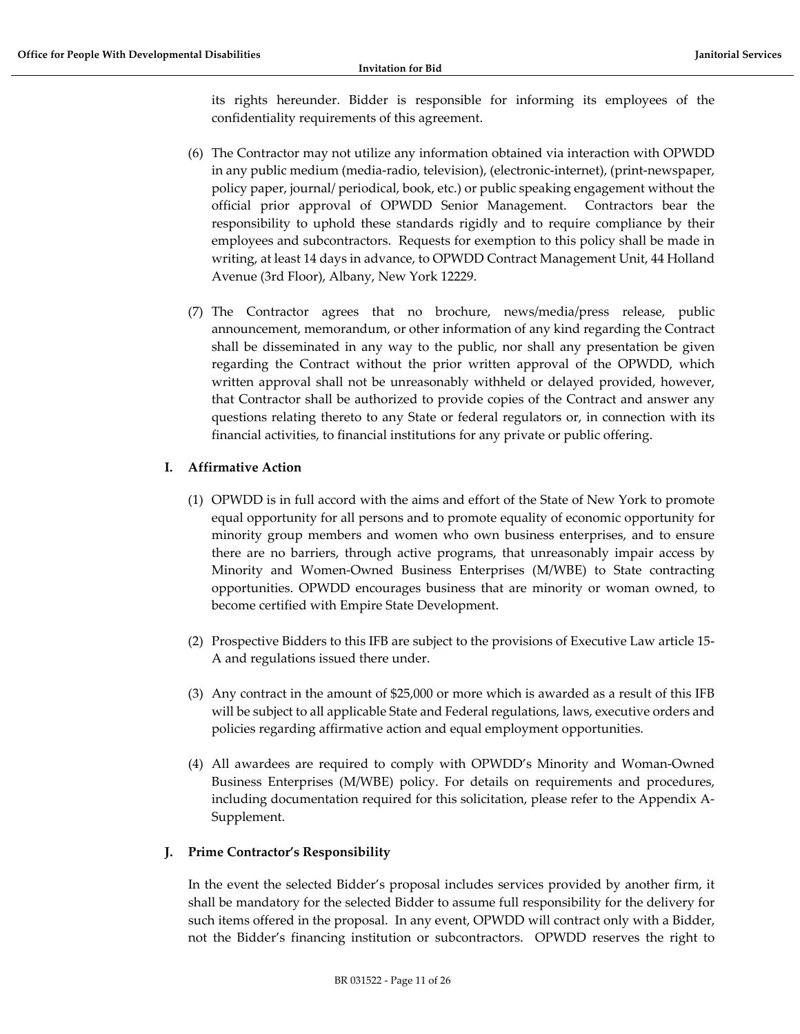its rights hereunder. Bidder is responsible for informing its employees of the confidentiality requirements of this agreement.

(6) The Contractor may not utilize any information obtained via interaction with OPWDD in any public medium (media-radio, television), (electronic-internet), (print-newspaper, policy paper, journal/ periodical, book, etc.) or public speaking engagement without the official prior approval of OPWDD Senior Management. Contractors bear the responsibility to uphold these standards rigidly and to require compliance by their employees and subcontractors. Requests for exemption to this policy shall be made in writing, at least 14 days in advance, to OPWDD Contract Management Unit, 44 Holland Avenue (3rd Floor), Albany, New York 12229.

(7) The Contractor agrees that no brochure, news/media/press release, public announcement, memorandum, or other information of any kind regarding the Contract shall be disseminated in any way to the public, nor shall any presentation be given regarding the Contract without the prior written approval of the OPWDD, which written approval shall not be unreasonably withheld or delayed provided, however, that Contractor shall be authorized to provide copies of the Contract and answer any questions relating thereto to any State or federal regulators or, in connection with its financial activities, to financial institutions for any private or public offering.

### I. Affirmative Action

(1) OPWDD is in full accord with the aims and effort of the State of New York to promote equal opportunity for all persons and to promote equality of economic opportunity for minority group members and women who own business enterprises, and to ensure there are no barriers, through active programs, that unreasonably impair access by Minority and Women-Owned Business Enterprises (M/WBE) to State contracting opportunities. OPWDD encourages business that are minority or woman owned, to become certified with Empire State Development.

(2) Prospective Bidders to this IFB are subject to the provisions of Executive Law article 15-A and regulations issued there under.

(3) Any contract in the amount of $25,000 or more which is awarded as a result of this IFB will be subject to all applicable State and Federal regulations, laws, executive orders and policies regarding affirmative action and equal employment opportunities.

(4) All awardees are required to comply with OPWDD's Minority and Woman-Owned Business Enterprises (M/WBE) policy. For details on requirements and procedures, including documentation required for this solicitation, please refer to the Appendix A-Supplement.

### J. Prime Contractor's Responsibility

In the event the selected Bidder's proposal includes services provided by another firm, it shall be mandatory for the selected Bidder to assume full responsibility for the delivery for such items offered in the proposal. In any event, OPWDD will contract only with a Bidder, not the Bidder's financing institution or subcontractors. OPWDD reserves the right to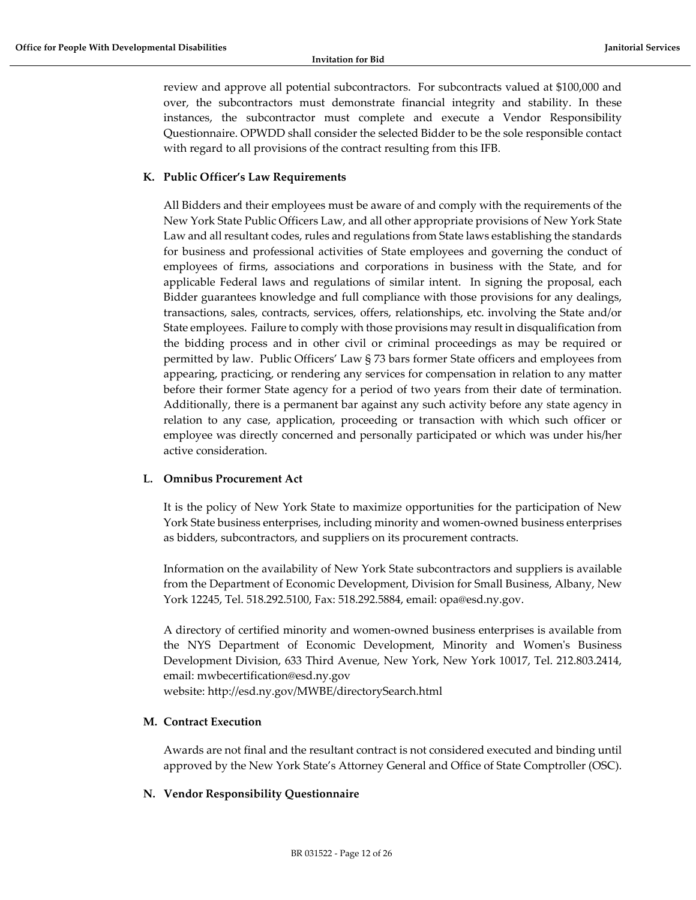review and approve all potential subcontractors. For subcontracts valued at $100,000 and over, the subcontractors must demonstrate financial integrity and stability. In these instances, the subcontractor must complete and execute a Vendor Responsibility Questionnaire. OPWDD shall consider the selected Bidder to be the sole responsible contact with regard to all provisions of the contract resulting from this IFB.

### K. Public Officer's Law Requirements

All Bidders and their employees must be aware of and comply with the requirements of the New York State Public Officers Law, and all other appropriate provisions of New York State Law and all resultant codes, rules and regulations from State laws establishing the standards for business and professional activities of State employees and governing the conduct of employees of firms, associations and corporations in business with the State, and for applicable Federal laws and regulations of similar intent. In signing the proposal, each Bidder guarantees knowledge and full compliance with those provisions for any dealings, transactions, sales, contracts, services, offers, relationships, etc. involving the State and/or State employees. Failure to comply with those provisions may result in disqualification from the bidding process and in other civil or criminal proceedings as may be required or permitted by law. Public Officers' Law § 73 bars former State officers and employees from appearing, practicing, or rendering any services for compensation in relation to any matter before their former State agency for a period of two years from their date of termination. Additionally, there is a permanent bar against any such activity before any state agency in relation to any case, application, proceeding or transaction with which such officer or employee was directly concerned and personally participated or which was under his/her active consideration.

### L. Omnibus Procurement Act

It is the policy of New York State to maximize opportunities for the participation of New York State business enterprises, including minority and women-owned business enterprises as bidders, subcontractors, and suppliers on its procurement contracts.

Information on the availability of New York State subcontractors and suppliers is available from the Department of Economic Development, Division for Small Business, Albany, New York 12245, Tel. 518.292.5100, Fax: 518.292.5884, email: opa@esd.ny.gov.

A directory of certified minority and women-owned business enterprises is available from the NYS Department of Economic Development, Minority and Women's Business Development Division, 633 Third Avenue, New York, New York 10017, Tel. 212.803.2414, email: mwbecertification@esd.ny.gov
website: http://esd.ny.gov/MWBE/directorySearch.html

### M. Contract Execution

Awards are not final and the resultant contract is not considered executed and binding until approved by the New York State's Attorney General and Office of State Comptroller (OSC).

### N. Vendor Responsibility Questionnaire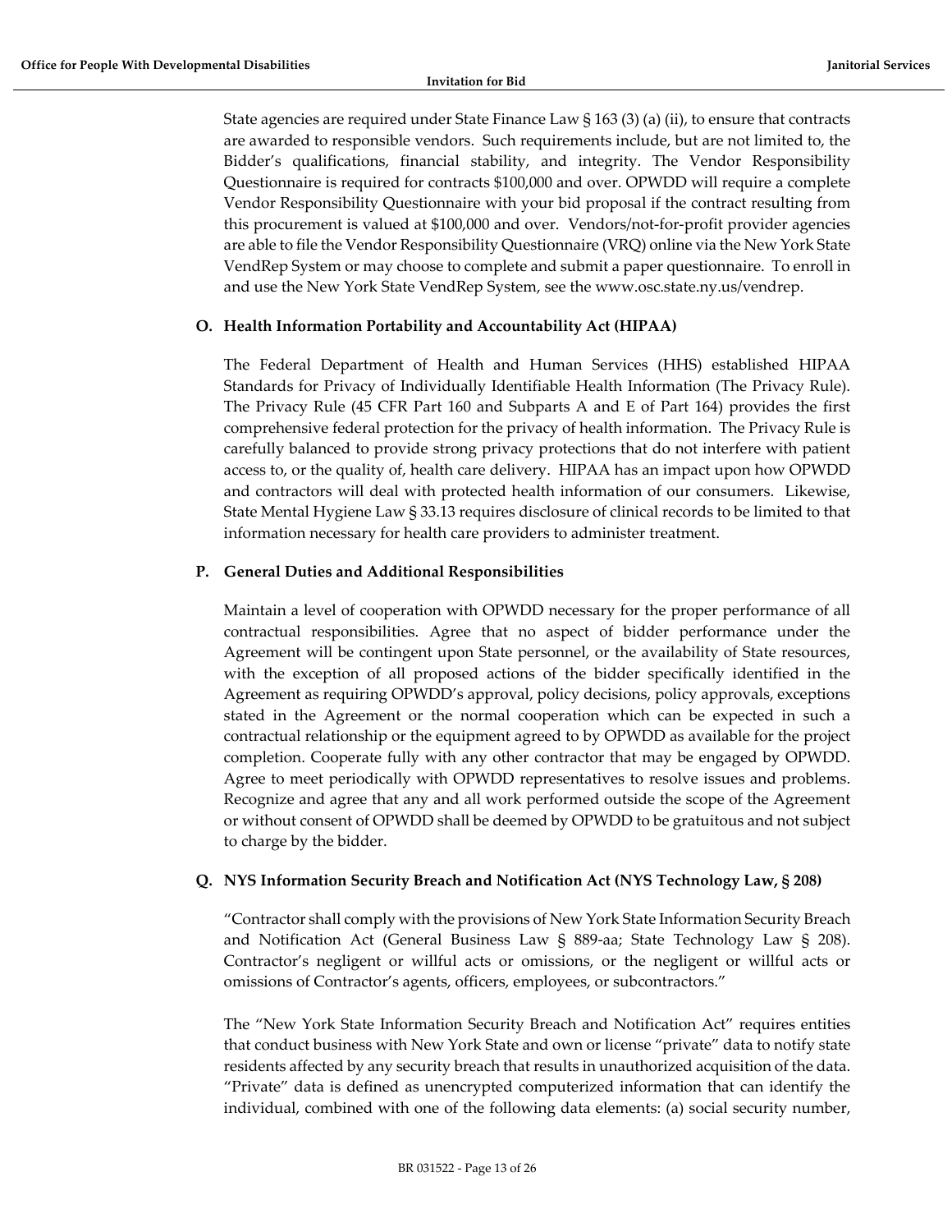State agencies are required under State Finance Law § 163 (3) (a) (ii), to ensure that contracts are awarded to responsible vendors. Such requirements include, but are not limited to, the Bidder's qualifications, financial stability, and integrity. The Vendor Responsibility Questionnaire is required for contracts $100,000 and over. OPWDD will require a complete Vendor Responsibility Questionnaire with your bid proposal if the contract resulting from this procurement is valued at $100,000 and over. Vendors/not-for-profit provider agencies are able to file the Vendor Responsibility Questionnaire (VRQ) online via the New York State VendRep System or may choose to complete and submit a paper questionnaire. To enroll in and use the New York State VendRep System, see the www.osc.state.ny.us/vendrep.

**O. Health Information Portability and Accountability Act (HIPAA)**

The Federal Department of Health and Human Services (HHS) established HIPAA Standards for Privacy of Individually Identifiable Health Information (The Privacy Rule). The Privacy Rule (45 CFR Part 160 and Subparts A and E of Part 164) provides the first comprehensive federal protection for the privacy of health information. The Privacy Rule is carefully balanced to provide strong privacy protections that do not interfere with patient access to, or the quality of, health care delivery. HIPAA has an impact upon how OPWDD and contractors will deal with protected health information of our consumers. Likewise, State Mental Hygiene Law § 33.13 requires disclosure of clinical records to be limited to that information necessary for health care providers to administer treatment.

**P. General Duties and Additional Responsibilities**

Maintain a level of cooperation with OPWDD necessary for the proper performance of all contractual responsibilities. Agree that no aspect of bidder performance under the Agreement will be contingent upon State personnel, or the availability of State resources, with the exception of all proposed actions of the bidder specifically identified in the Agreement as requiring OPWDD's approval, policy decisions, policy approvals, exceptions stated in the Agreement or the normal cooperation which can be expected in such a contractual relationship or the equipment agreed to by OPWDD as available for the project completion. Cooperate fully with any other contractor that may be engaged by OPWDD. Agree to meet periodically with OPWDD representatives to resolve issues and problems. Recognize and agree that any and all work performed outside the scope of the Agreement or without consent of OPWDD shall be deemed by OPWDD to be gratuitous and not subject to charge by the bidder.

**Q. NYS Information Security Breach and Notification Act (NYS Technology Law, § 208)**

"Contractor shall comply with the provisions of New York State Information Security Breach and Notification Act (General Business Law § 889-aa; State Technology Law § 208). Contractor's negligent or willful acts or omissions, or the negligent or willful acts or omissions of Contractor's agents, officers, employees, or subcontractors."

The "New York State Information Security Breach and Notification Act" requires entities that conduct business with New York State and own or license "private" data to notify state residents affected by any security breach that results in unauthorized acquisition of the data. "Private" data is defined as unencrypted computerized information that can identify the individual, combined with one of the following data elements: (a) social security number,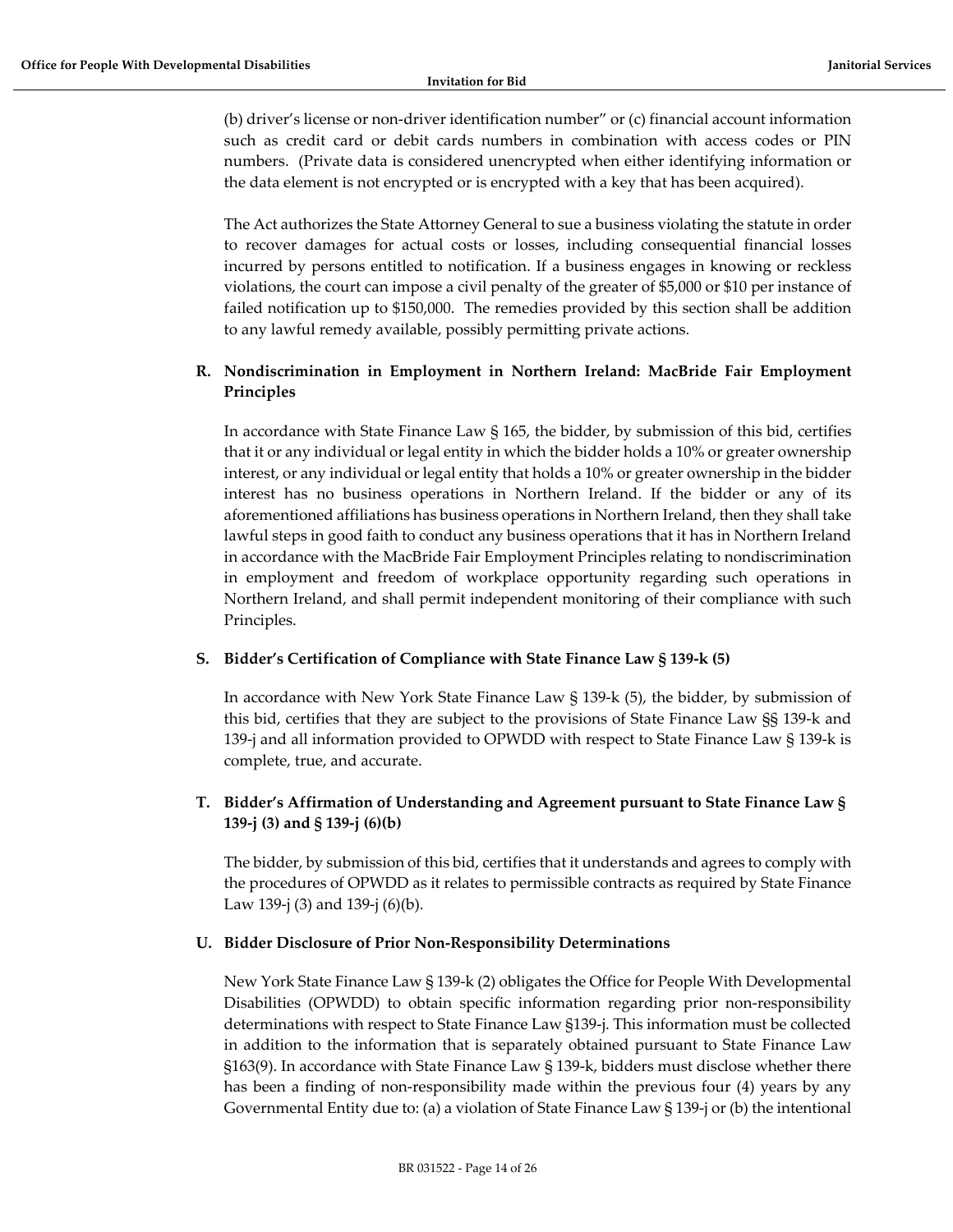(b) driver's license or non-driver identification number" or (c) financial account information such as credit card or debit cards numbers in combination with access codes or PIN numbers. (Private data is considered unencrypted when either identifying information or the data element is not encrypted or is encrypted with a key that has been acquired).

The Act authorizes the State Attorney General to sue a business violating the statute in order to recover damages for actual costs or losses, including consequential financial losses incurred by persons entitled to notification. If a business engages in knowing or reckless violations, the court can impose a civil penalty of the greater of $5,000 or $10 per instance of failed notification up to $150,000. The remedies provided by this section shall be addition to any lawful remedy available, possibly permitting private actions.

**R. Nondiscrimination in Employment in Northern Ireland: MacBride Fair Employment Principles**

In accordance with State Finance Law § 165, the bidder, by submission of this bid, certifies that it or any individual or legal entity in which the bidder holds a 10% or greater ownership interest, or any individual or legal entity that holds a 10% or greater ownership in the bidder interest has no business operations in Northern Ireland. If the bidder or any of its aforementioned affiliations has business operations in Northern Ireland, then they shall take lawful steps in good faith to conduct any business operations that it has in Northern Ireland in accordance with the MacBride Fair Employment Principles relating to nondiscrimination in employment and freedom of workplace opportunity regarding such operations in Northern Ireland, and shall permit independent monitoring of their compliance with such Principles.

**S. Bidder's Certification of Compliance with State Finance Law § 139-k (5)**

In accordance with New York State Finance Law § 139-k (5), the bidder, by submission of this bid, certifies that they are subject to the provisions of State Finance Law §§ 139-k and 139-j and all information provided to OPWDD with respect to State Finance Law § 139-k is complete, true, and accurate.

**T. Bidder's Affirmation of Understanding and Agreement pursuant to State Finance Law § 139-j (3) and § 139-j (6)(b)**

The bidder, by submission of this bid, certifies that it understands and agrees to comply with the procedures of OPWDD as it relates to permissible contracts as required by State Finance Law 139-j (3) and 139-j (6)(b).

**U. Bidder Disclosure of Prior Non-Responsibility Determinations**

New York State Finance Law § 139-k (2) obligates the Office for People With Developmental Disabilities (OPWDD) to obtain specific information regarding prior non-responsibility determinations with respect to State Finance Law §139-j. This information must be collected in addition to the information that is separately obtained pursuant to State Finance Law §163(9). In accordance with State Finance Law § 139-k, bidders must disclose whether there has been a finding of non-responsibility made within the previous four (4) years by any Governmental Entity due to: (a) a violation of State Finance Law § 139-j or (b) the intentional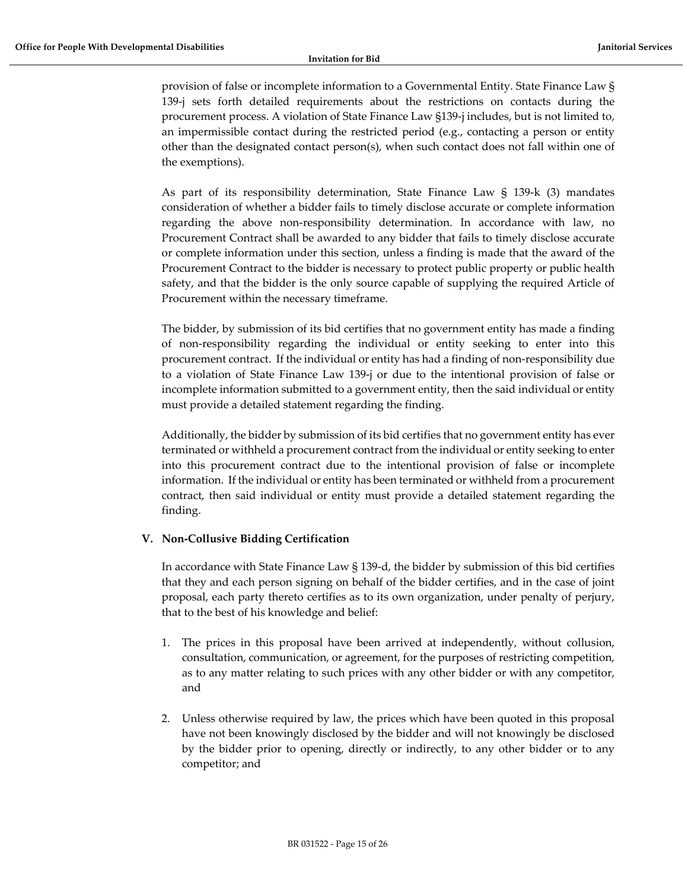provision of false or incomplete information to a Governmental Entity. State Finance Law § 139-j sets forth detailed requirements about the restrictions on contacts during the procurement process. A violation of State Finance Law §139-j includes, but is not limited to, an impermissible contact during the restricted period (e.g., contacting a person or entity other than the designated contact person(s), when such contact does not fall within one of the exemptions).

As part of its responsibility determination, State Finance Law § 139-k (3) mandates consideration of whether a bidder fails to timely disclose accurate or complete information regarding the above non-responsibility determination. In accordance with law, no Procurement Contract shall be awarded to any bidder that fails to timely disclose accurate or complete information under this section, unless a finding is made that the award of the Procurement Contract to the bidder is necessary to protect public property or public health safety, and that the bidder is the only source capable of supplying the required Article of Procurement within the necessary timeframe.

The bidder, by submission of its bid certifies that no government entity has made a finding of non-responsibility regarding the individual or entity seeking to enter into this procurement contract. If the individual or entity has had a finding of non-responsibility due to a violation of State Finance Law 139-j or due to the intentional provision of false or incomplete information submitted to a government entity, then the said individual or entity must provide a detailed statement regarding the finding.

Additionally, the bidder by submission of its bid certifies that no government entity has ever terminated or withheld a procurement contract from the individual or entity seeking to enter into this procurement contract due to the intentional provision of false or incomplete information. If the individual or entity has been terminated or withheld from a procurement contract, then said individual or entity must provide a detailed statement regarding the finding.

## V. Non-Collusive Bidding Certification

In accordance with State Finance Law § 139-d, the bidder by submission of this bid certifies that they and each person signing on behalf of the bidder certifies, and in the case of joint proposal, each party thereto certifies as to its own organization, under penalty of perjury, that to the best of his knowledge and belief:

1. The prices in this proposal have been arrived at independently, without collusion, consultation, communication, or agreement, for the purposes of restricting competition, as to any matter relating to such prices with any other bidder or with any competitor, and

2. Unless otherwise required by law, the prices which have been quoted in this proposal have not been knowingly disclosed by the bidder and will not knowingly be disclosed by the bidder prior to opening, directly or indirectly, to any other bidder or to any competitor; and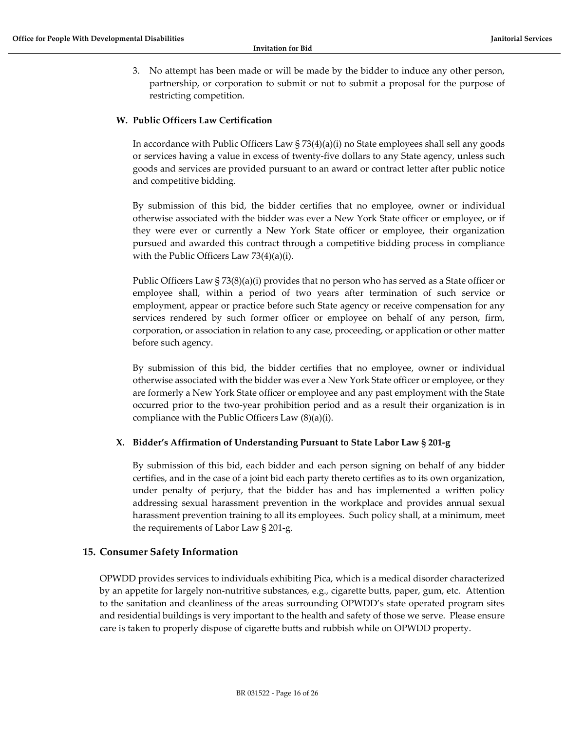3. No attempt has been made or will be made by the bidder to induce any other person, partnership, or corporation to submit or not to submit a proposal for the purpose of restricting competition.

### W. Public Officers Law Certification

In accordance with Public Officers Law § 73(4)(a)(i) no State employees shall sell any goods or services having a value in excess of twenty-five dollars to any State agency, unless such goods and services are provided pursuant to an award or contract letter after public notice and competitive bidding.

By submission of this bid, the bidder certifies that no employee, owner or individual otherwise associated with the bidder was ever a New York State officer or employee, or if they were ever or currently a New York State officer or employee, their organization pursued and awarded this contract through a competitive bidding process in compliance with the Public Officers Law 73(4)(a)(i).

Public Officers Law § 73(8)(a)(i) provides that no person who has served as a State officer or employee shall, within a period of two years after termination of such service or employment, appear or practice before such State agency or receive compensation for any services rendered by such former officer or employee on behalf of any person, firm, corporation, or association in relation to any case, proceeding, or application or other matter before such agency.

By submission of this bid, the bidder certifies that no employee, owner or individual otherwise associated with the bidder was ever a New York State officer or employee, or they are formerly a New York State officer or employee and any past employment with the State occurred prior to the two-year prohibition period and as a result their organization is in compliance with the Public Officers Law (8)(a)(i).

### X. Bidder's Affirmation of Understanding Pursuant to State Labor Law § 201-g

By submission of this bid, each bidder and each person signing on behalf of any bidder certifies, and in the case of a joint bid each party thereto certifies as to its own organization, under penalty of perjury, that the bidder has and has implemented a written policy addressing sexual harassment prevention in the workplace and provides annual sexual harassment prevention training to all its employees. Such policy shall, at a minimum, meet the requirements of Labor Law § 201-g.

## 15. Consumer Safety Information

OPWDD provides services to individuals exhibiting Pica, which is a medical disorder characterized by an appetite for largely non-nutritive substances, e.g., cigarette butts, paper, gum, etc. Attention to the sanitation and cleanliness of the areas surrounding OPWDD's state operated program sites and residential buildings is very important to the health and safety of those we serve. Please ensure care is taken to properly dispose of cigarette butts and rubbish while on OPWDD property.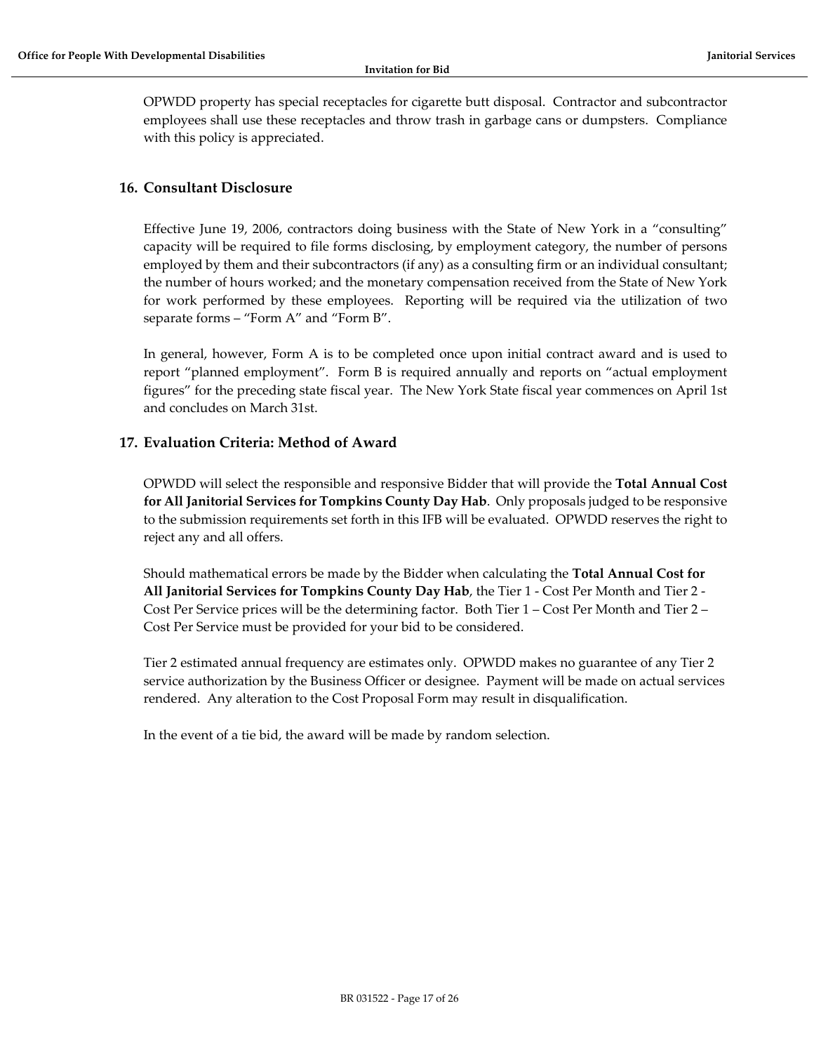OPWDD property has special receptacles for cigarette butt disposal. Contractor and subcontractor employees shall use these receptacles and throw trash in garbage cans or dumpsters. Compliance with this policy is appreciated.

## 16. Consultant Disclosure

Effective June 19, 2006, contractors doing business with the State of New York in a "consulting" capacity will be required to file forms disclosing, by employment category, the number of persons employed by them and their subcontractors (if any) as a consulting firm or an individual consultant; the number of hours worked; and the monetary compensation received from the State of New York for work performed by these employees. Reporting will be required via the utilization of two separate forms – "Form A" and "Form B".

In general, however, Form A is to be completed once upon initial contract award and is used to report "planned employment". Form B is required annually and reports on "actual employment figures" for the preceding state fiscal year. The New York State fiscal year commences on April 1st and concludes on March 31st.

## 17. Evaluation Criteria: Method of Award

OPWDD will select the responsible and responsive Bidder that will provide the **Total Annual Cost for All Janitorial Services for Tompkins County Day Hab**. Only proposals judged to be responsive to the submission requirements set forth in this IFB will be evaluated. OPWDD reserves the right to reject any and all offers.

Should mathematical errors be made by the Bidder when calculating the **Total Annual Cost for All Janitorial Services for Tompkins County Day Hab**, the Tier 1 - Cost Per Month and Tier 2 - Cost Per Service prices will be the determining factor. Both Tier 1 – Cost Per Month and Tier 2 – Cost Per Service must be provided for your bid to be considered.

Tier 2 estimated annual frequency are estimates only. OPWDD makes no guarantee of any Tier 2 service authorization by the Business Officer or designee. Payment will be made on actual services rendered. Any alteration to the Cost Proposal Form may result in disqualification.

In the event of a tie bid, the award will be made by random selection.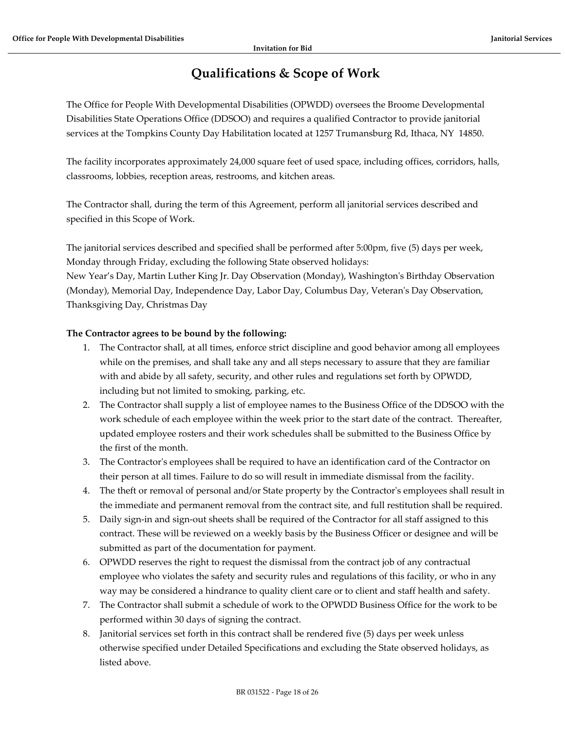# Qualifications & Scope of Work

The Office for People With Developmental Disabilities (OPWDD) oversees the Broome Developmental Disabilities State Operations Office (DDSOO) and requires a qualified Contractor to provide janitorial services at the Tompkins County Day Habilitation located at 1257 Trumansburg Rd, Ithaca, NY 14850.

The facility incorporates approximately 24,000 square feet of used space, including offices, corridors, halls, classrooms, lobbies, reception areas, restrooms, and kitchen areas.

The Contractor shall, during the term of this Agreement, perform all janitorial services described and specified in this Scope of Work.

The janitorial services described and specified shall be performed after 5:00pm, five (5) days per week, Monday through Friday, excluding the following State observed holidays:
New Year's Day, Martin Luther King Jr. Day Observation (Monday), Washington's Birthday Observation (Monday), Memorial Day, Independence Day, Labor Day, Columbus Day, Veteran's Day Observation, Thanksgiving Day, Christmas Day

**The Contractor agrees to be bound by the following:**

1. The Contractor shall, at all times, enforce strict discipline and good behavior among all employees while on the premises, and shall take any and all steps necessary to assure that they are familiar with and abide by all safety, security, and other rules and regulations set forth by OPWDD, including but not limited to smoking, parking, etc.
2. The Contractor shall supply a list of employee names to the Business Office of the DDSOO with the work schedule of each employee within the week prior to the start date of the contract. Thereafter, updated employee rosters and their work schedules shall be submitted to the Business Office by the first of the month.
3. The Contractor's employees shall be required to have an identification card of the Contractor on their person at all times. Failure to do so will result in immediate dismissal from the facility.
4. The theft or removal of personal and/or State property by the Contractor's employees shall result in the immediate and permanent removal from the contract site, and full restitution shall be required.
5. Daily sign-in and sign-out sheets shall be required of the Contractor for all staff assigned to this contract. These will be reviewed on a weekly basis by the Business Officer or designee and will be submitted as part of the documentation for payment.
6. OPWDD reserves the right to request the dismissal from the contract job of any contractual employee who violates the safety and security rules and regulations of this facility, or who in any way may be considered a hindrance to quality client care or to client and staff health and safety.
7. The Contractor shall submit a schedule of work to the OPWDD Business Office for the work to be performed within 30 days of signing the contract.
8. Janitorial services set forth in this contract shall be rendered five (5) days per week unless otherwise specified under Detailed Specifications and excluding the State observed holidays, as listed above.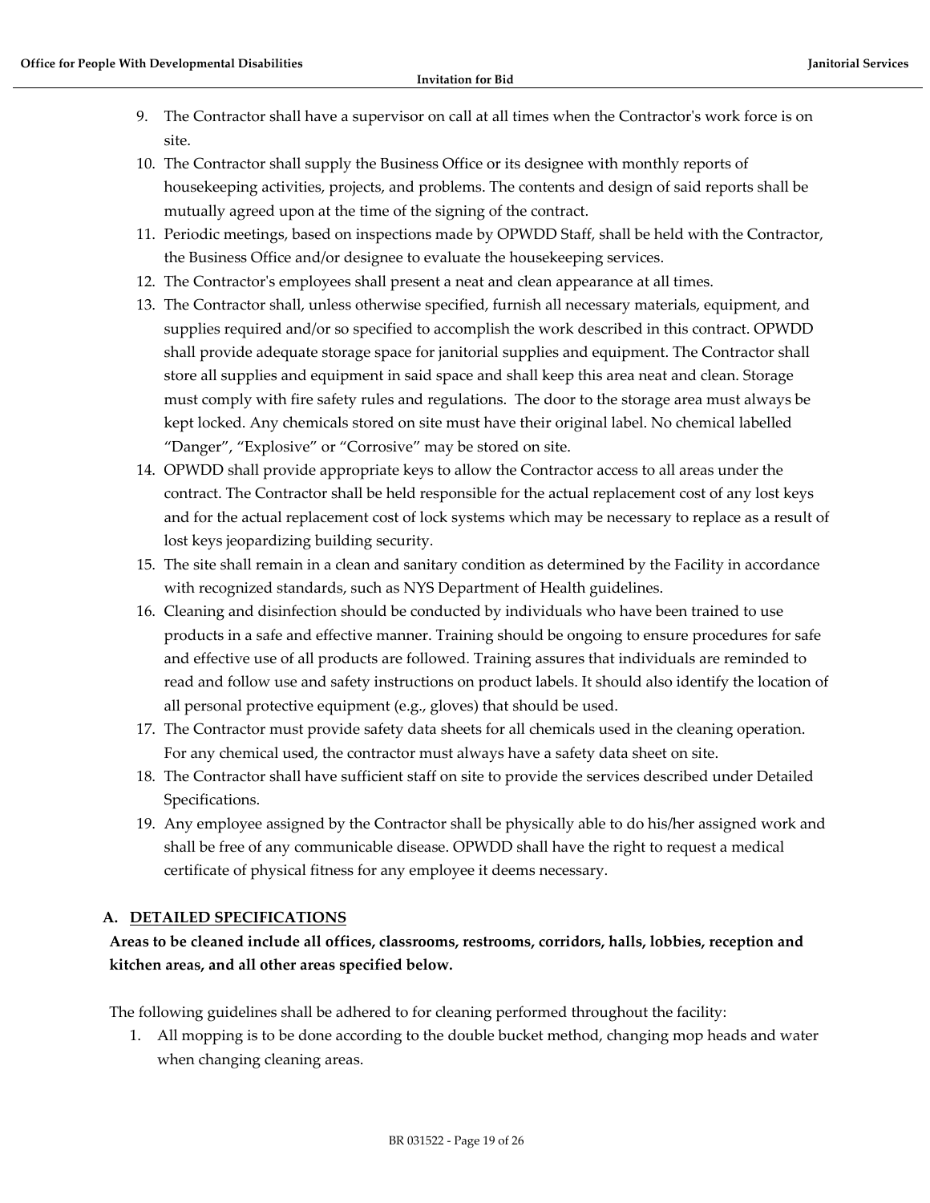9. The Contractor shall have a supervisor on call at all times when the Contractor's work force is on site.
10. The Contractor shall supply the Business Office or its designee with monthly reports of housekeeping activities, projects, and problems. The contents and design of said reports shall be mutually agreed upon at the time of the signing of the contract.
11. Periodic meetings, based on inspections made by OPWDD Staff, shall be held with the Contractor, the Business Office and/or designee to evaluate the housekeeping services.
12. The Contractor's employees shall present a neat and clean appearance at all times.
13. The Contractor shall, unless otherwise specified, furnish all necessary materials, equipment, and supplies required and/or so specified to accomplish the work described in this contract. OPWDD shall provide adequate storage space for janitorial supplies and equipment. The Contractor shall store all supplies and equipment in said space and shall keep this area neat and clean. Storage must comply with fire safety rules and regulations. The door to the storage area must always be kept locked. Any chemicals stored on site must have their original label. No chemical labelled "Danger", "Explosive" or "Corrosive" may be stored on site.
14. OPWDD shall provide appropriate keys to allow the Contractor access to all areas under the contract. The Contractor shall be held responsible for the actual replacement cost of any lost keys and for the actual replacement cost of lock systems which may be necessary to replace as a result of lost keys jeopardizing building security.
15. The site shall remain in a clean and sanitary condition as determined by the Facility in accordance with recognized standards, such as NYS Department of Health guidelines.
16. Cleaning and disinfection should be conducted by individuals who have been trained to use products in a safe and effective manner. Training should be ongoing to ensure procedures for safe and effective use of all products are followed. Training assures that individuals are reminded to read and follow use and safety instructions on product labels. It should also identify the location of all personal protective equipment (e.g., gloves) that should be used.
17. The Contractor must provide safety data sheets for all chemicals used in the cleaning operation. For any chemical used, the contractor must always have a safety data sheet on site.
18. The Contractor shall have sufficient staff on site to provide the services described under Detailed Specifications.
19. Any employee assigned by the Contractor shall be physically able to do his/her assigned work and shall be free of any communicable disease. OPWDD shall have the right to request a medical certificate of physical fitness for any employee it deems necessary.

## A. DETAILED SPECIFICATIONS

**Areas to be cleaned include all offices, classrooms, restrooms, corridors, halls, lobbies, reception and kitchen areas, and all other areas specified below.**

The following guidelines shall be adhered to for cleaning performed throughout the facility:

1. All mopping is to be done according to the double bucket method, changing mop heads and water when changing cleaning areas.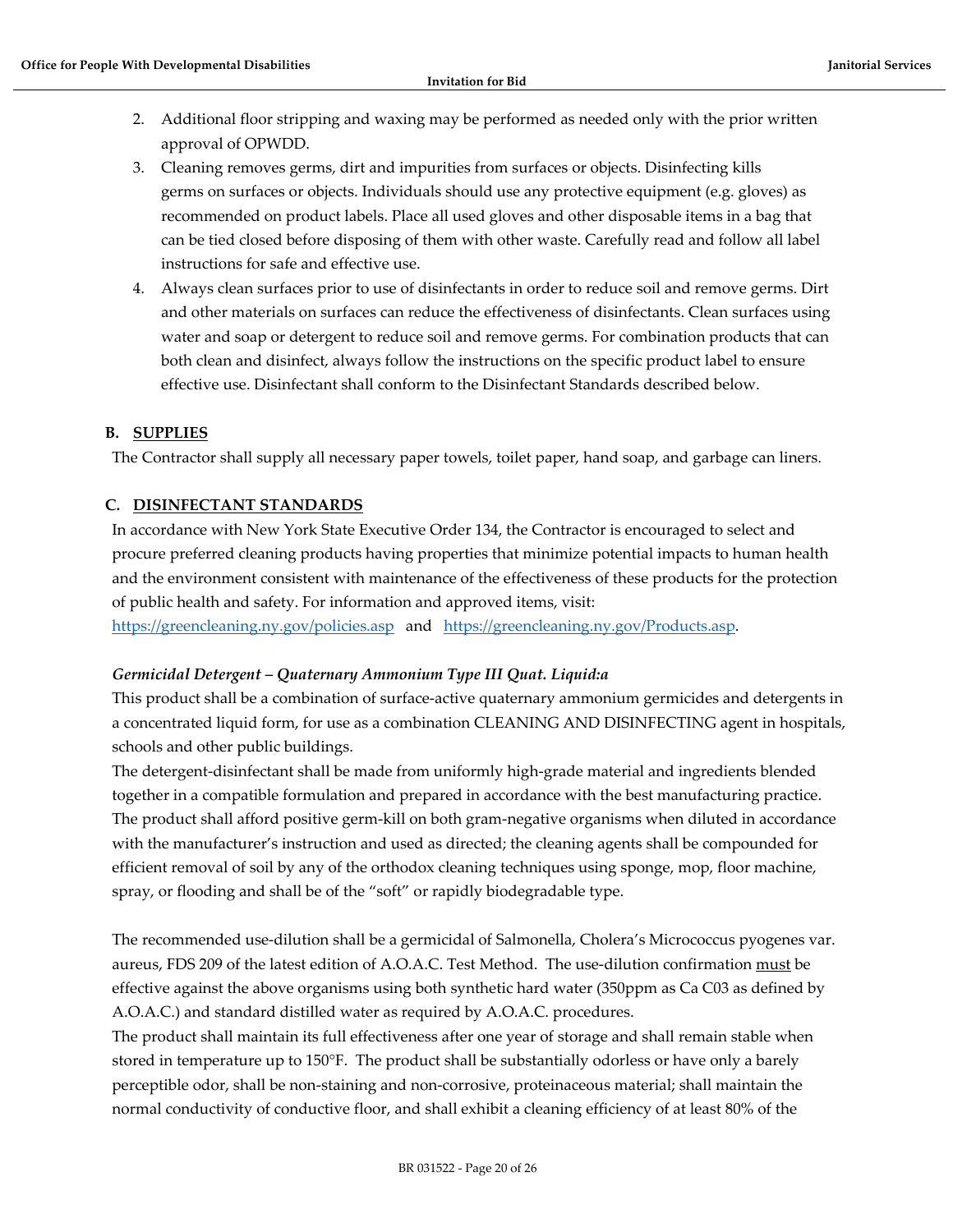2. Additional floor stripping and waxing may be performed as needed only with the prior written approval of OPWDD.
3. Cleaning removes germs, dirt and impurities from surfaces or objects. Disinfecting kills germs on surfaces or objects. Individuals should use any protective equipment (e.g. gloves) as recommended on product labels. Place all used gloves and other disposable items in a bag that can be tied closed before disposing of them with other waste. Carefully read and follow all label instructions for safe and effective use.
4. Always clean surfaces prior to use of disinfectants in order to reduce soil and remove germs. Dirt and other materials on surfaces can reduce the effectiveness of disinfectants. Clean surfaces using water and soap or detergent to reduce soil and remove germs. For combination products that can both clean and disinfect, always follow the instructions on the specific product label to ensure effective use. Disinfectant shall conform to the Disinfectant Standards described below.

### B. SUPPLIES

The Contractor shall supply all necessary paper towels, toilet paper, hand soap, and garbage can liners.

### C. DISINFECTANT STANDARDS

In accordance with New York State Executive Order 134, the Contractor is encouraged to select and procure preferred cleaning products having properties that minimize potential impacts to human health and the environment consistent with maintenance of the effectiveness of these products for the protection of public health and safety. For information and approved items, visit: https://greencleaning.ny.gov/policies.asp and https://greencleaning.ny.gov/Products.asp.

*Germicidal Detergent – Quaternary Ammonium Type III Quat. Liquid:a*

This product shall be a combination of surface-active quaternary ammonium germicides and detergents in a concentrated liquid form, for use as a combination CLEANING AND DISINFECTING agent in hospitals, schools and other public buildings.

The detergent-disinfectant shall be made from uniformly high-grade material and ingredients blended together in a compatible formulation and prepared in accordance with the best manufacturing practice. The product shall afford positive germ-kill on both gram-negative organisms when diluted in accordance with the manufacturer's instruction and used as directed; the cleaning agents shall be compounded for efficient removal of soil by any of the orthodox cleaning techniques using sponge, mop, floor machine, spray, or flooding and shall be of the "soft" or rapidly biodegradable type.

The recommended use-dilution shall be a germicidal of Salmonella, Cholera's Micrococcus pyogenes var. aureus, FDS 209 of the latest edition of A.O.A.C. Test Method. The use-dilution confirmation must be effective against the above organisms using both synthetic hard water (350ppm as Ca C03 as defined by A.O.A.C.) and standard distilled water as required by A.O.A.C. procedures.

The product shall maintain its full effectiveness after one year of storage and shall remain stable when stored in temperature up to 150°F. The product shall be substantially odorless or have only a barely perceptible odor, shall be non-staining and non-corrosive, proteinaceous material; shall maintain the normal conductivity of conductive floor, and shall exhibit a cleaning efficiency of at least 80% of the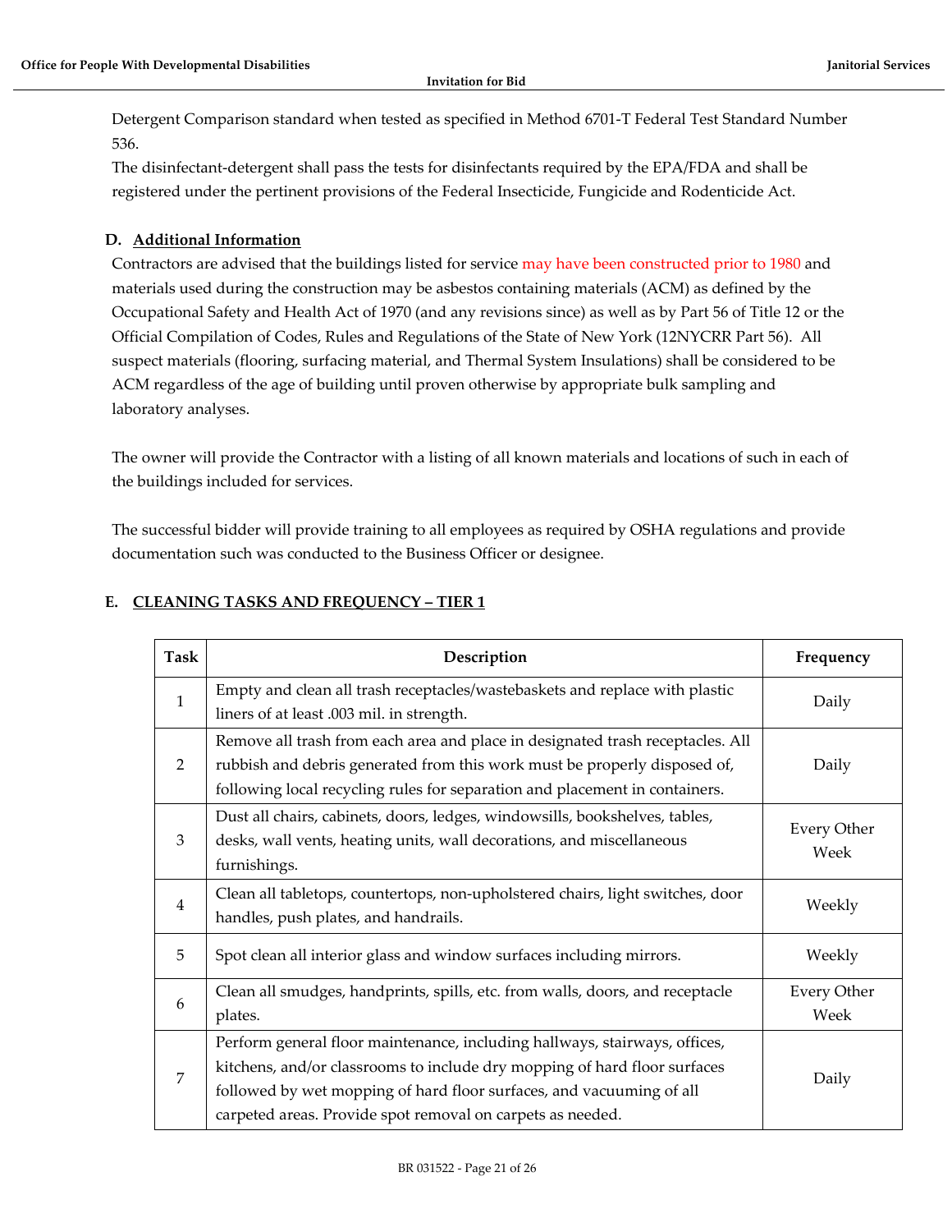Detergent Comparison standard when tested as specified in Method 6701-T Federal Test Standard Number 536.

The disinfectant-detergent shall pass the tests for disinfectants required by the EPA/FDA and shall be registered under the pertinent provisions of the Federal Insecticide, Fungicide and Rodenticide Act.

### D. Additional Information

Contractors are advised that the buildings listed for service may have been constructed prior to 1980 and materials used during the construction may be asbestos containing materials (ACM) as defined by the Occupational Safety and Health Act of 1970 (and any revisions since) as well as by Part 56 of Title 12 or the Official Compilation of Codes, Rules and Regulations of the State of New York (12NYCRR Part 56). All suspect materials (flooring, surfacing material, and Thermal System Insulations) shall be considered to be ACM regardless of the age of building until proven otherwise by appropriate bulk sampling and laboratory analyses.

The owner will provide the Contractor with a listing of all known materials and locations of such in each of the buildings included for services.

The successful bidder will provide training to all employees as required by OSHA regulations and provide documentation such was conducted to the Business Officer or designee.

### E. CLEANING TASKS AND FREQUENCY – TIER 1

| Task | Description | Frequency |
|---|---|---|
| 1 | Empty and clean all trash receptacles/wastebaskets and replace with plastic liners of at least .003 mil. in strength. | Daily |
| 2 | Remove all trash from each area and place in designated trash receptacles. All rubbish and debris generated from this work must be properly disposed of, following local recycling rules for separation and placement in containers. | Daily |
| 3 | Dust all chairs, cabinets, doors, ledges, windowsills, bookshelves, tables, desks, wall vents, heating units, wall decorations, and miscellaneous furnishings. | Every Other Week |
| 4 | Clean all tabletops, countertops, non-upholstered chairs, light switches, door handles, push plates, and handrails. | Weekly |
| 5 | Spot clean all interior glass and window surfaces including mirrors. | Weekly |
| 6 | Clean all smudges, handprints, spills, etc. from walls, doors, and receptacle plates. | Every Other Week |
| 7 | Perform general floor maintenance, including hallways, stairways, offices, kitchens, and/or classrooms to include dry mopping of hard floor surfaces followed by wet mopping of hard floor surfaces, and vacuuming of all carpeted areas. Provide spot removal on carpets as needed. | Daily |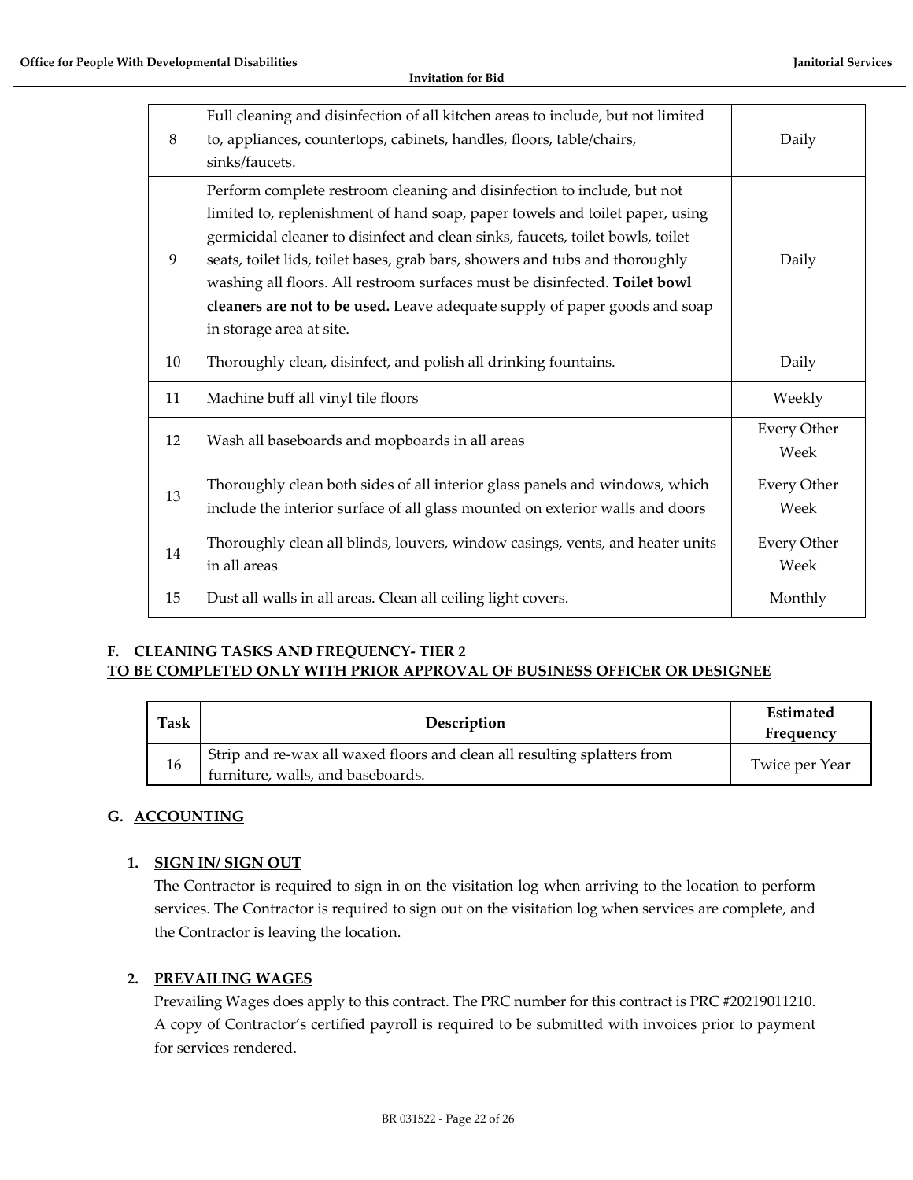| | | |
|---|---|---|
| 8 | Full cleaning and disinfection of all kitchen areas to include, but not limited to, appliances, countertops, cabinets, handles, floors, table/chairs, sinks/faucets. | Daily |
| 9 | Perform complete restroom cleaning and disinfection to include, but not limited to, replenishment of hand soap, paper towels and toilet paper, using germicidal cleaner to disinfect and clean sinks, faucets, toilet bowls, toilet seats, toilet lids, toilet bases, grab bars, showers and tubs and thoroughly washing all floors. All restroom surfaces must be disinfected. **Toilet bowl cleaners are not to be used.** Leave adequate supply of paper goods and soap in storage area at site. | Daily |
| 10 | Thoroughly clean, disinfect, and polish all drinking fountains. | Daily |
| 11 | Machine buff all vinyl tile floors | Weekly |
| 12 | Wash all baseboards and mopboards in all areas | Every Other Week |
| 13 | Thoroughly clean both sides of all interior glass panels and windows, which include the interior surface of all glass mounted on exterior walls and doors | Every Other Week |
| 14 | Thoroughly clean all blinds, louvers, window casings, vents, and heater units in all areas | Every Other Week |
| 15 | Dust all walls in all areas. Clean all ceiling light covers. | Monthly |

### F. CLEANING TASKS AND FREQUENCY- TIER 2
**TO BE COMPLETED ONLY WITH PRIOR APPROVAL OF BUSINESS OFFICER OR DESIGNEE**

| Task | Description | Estimated Frequency |
|---|---|---|
| 16 | Strip and re-wax all waxed floors and clean all resulting splatters from furniture, walls, and baseboards. | Twice per Year |

### G. ACCOUNTING

#### 1. SIGN IN/ SIGN OUT

The Contractor is required to sign in on the visitation log when arriving to the location to perform services. The Contractor is required to sign out on the visitation log when services are complete, and the Contractor is leaving the location.

#### 2. PREVAILING WAGES

Prevailing Wages does apply to this contract. The PRC number for this contract is PRC #20219011210. A copy of Contractor's certified payroll is required to be submitted with invoices prior to payment for services rendered.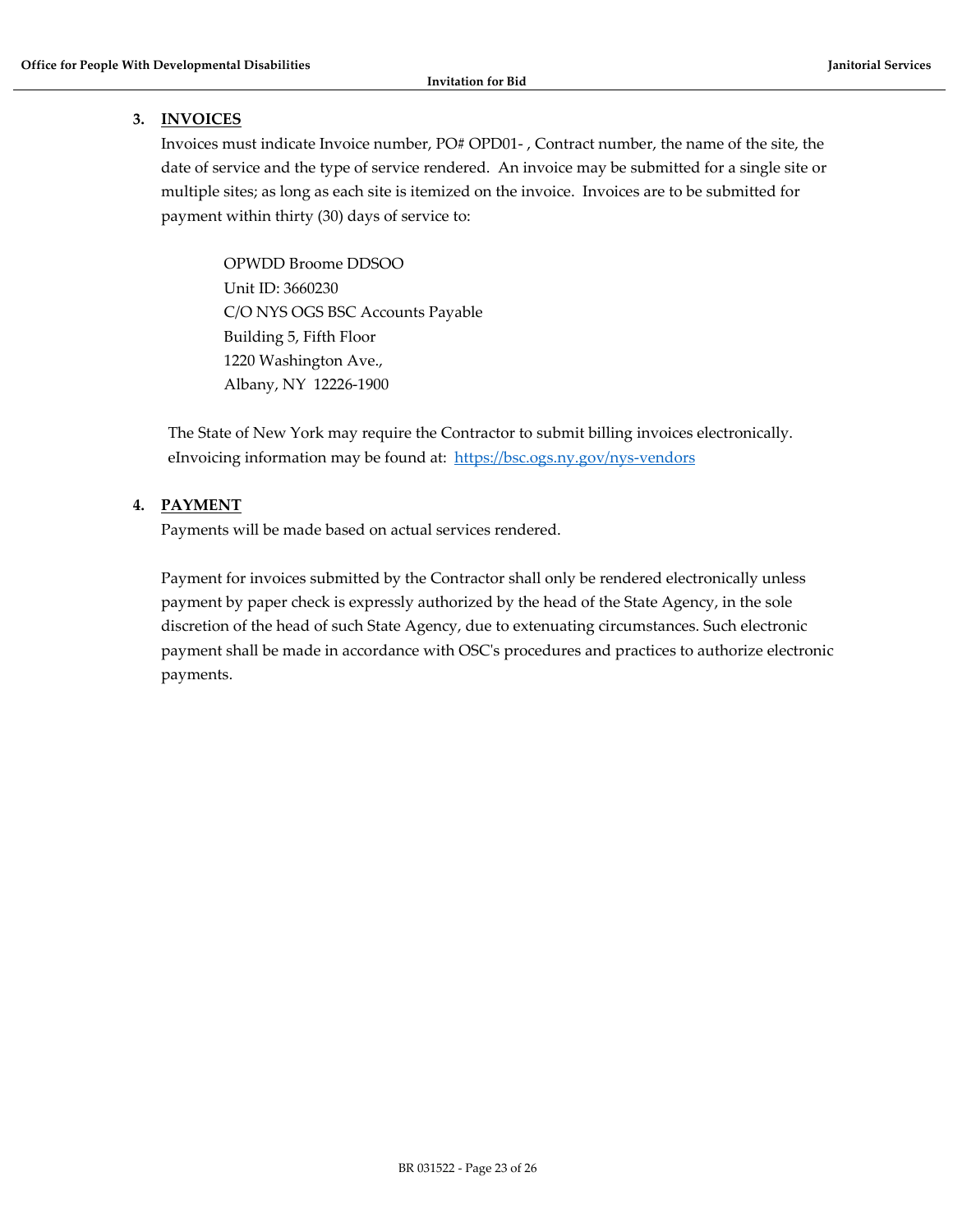### 3. INVOICES

Invoices must indicate Invoice number, PO# OPD01- , Contract number, the name of the site, the date of service and the type of service rendered. An invoice may be submitted for a single site or multiple sites; as long as each site is itemized on the invoice. Invoices are to be submitted for payment within thirty (30) days of service to:

OPWDD Broome DDSOO
Unit ID: 3660230
C/O NYS OGS BSC Accounts Payable
Building 5, Fifth Floor
1220 Washington Ave.,
Albany, NY 12226-1900

The State of New York may require the Contractor to submit billing invoices electronically. eInvoicing information may be found at: https://bsc.ogs.ny.gov/nys-vendors

### 4. PAYMENT

Payments will be made based on actual services rendered.

Payment for invoices submitted by the Contractor shall only be rendered electronically unless payment by paper check is expressly authorized by the head of the State Agency, in the sole discretion of the head of such State Agency, due to extenuating circumstances. Such electronic payment shall be made in accordance with OSC's procedures and practices to authorize electronic payments.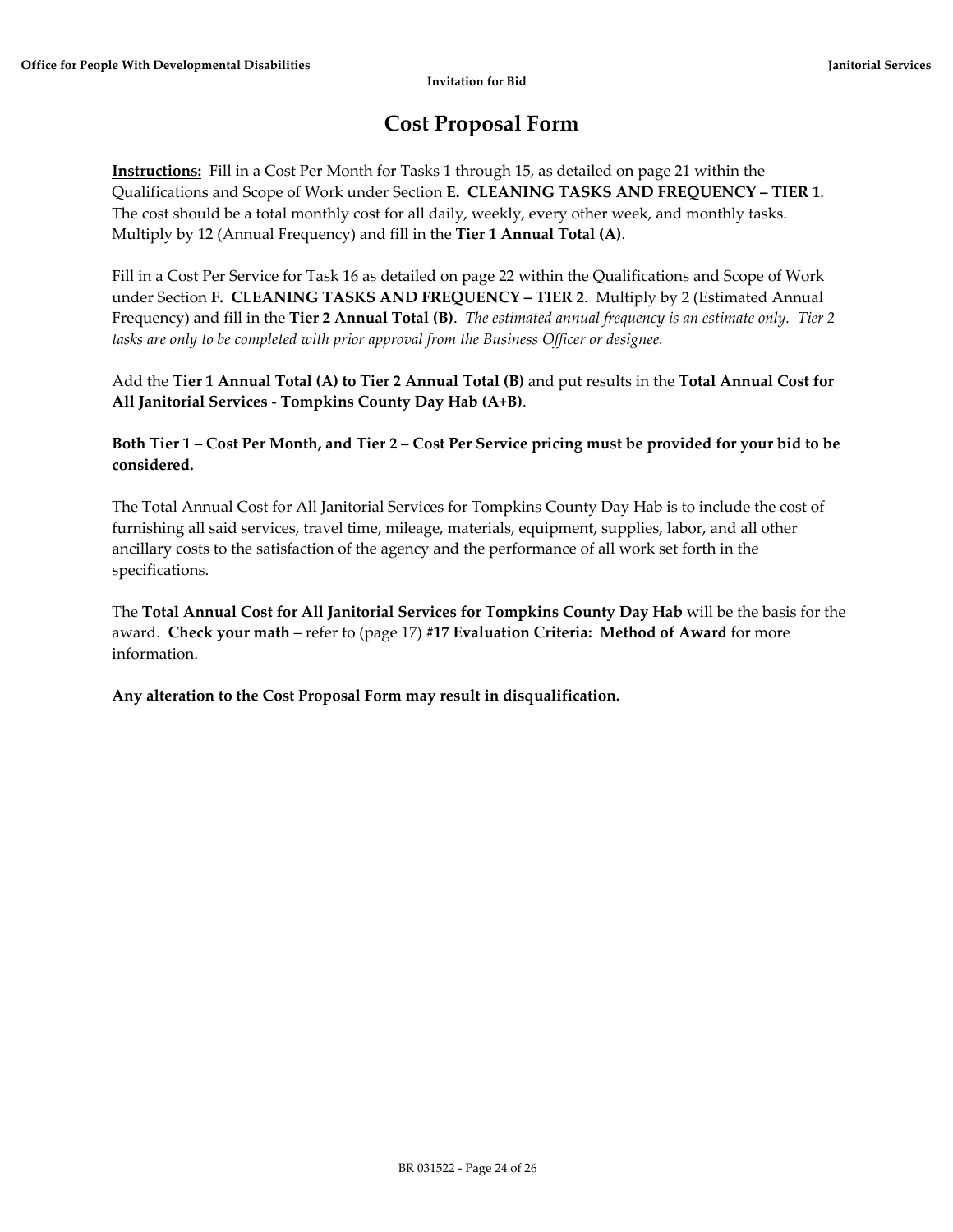# Cost Proposal Form

**Instructions:** Fill in a Cost Per Month for Tasks 1 through 15, as detailed on page 21 within the Qualifications and Scope of Work under Section **E. CLEANING TASKS AND FREQUENCY – TIER 1**. The cost should be a total monthly cost for all daily, weekly, every other week, and monthly tasks. Multiply by 12 (Annual Frequency) and fill in the **Tier 1 Annual Total (A)**.

Fill in a Cost Per Service for Task 16 as detailed on page 22 within the Qualifications and Scope of Work under Section **F. CLEANING TASKS AND FREQUENCY – TIER 2**. Multiply by 2 (Estimated Annual Frequency) and fill in the **Tier 2 Annual Total (B)**. *The estimated annual frequency is an estimate only. Tier 2 tasks are only to be completed with prior approval from the Business Officer or designee.*

Add the **Tier 1 Annual Total (A) to Tier 2 Annual Total (B)** and put results in the **Total Annual Cost for All Janitorial Services - Tompkins County Day Hab (A+B)**.

**Both Tier 1 – Cost Per Month, and Tier 2 – Cost Per Service pricing must be provided for your bid to be considered.**

The Total Annual Cost for All Janitorial Services for Tompkins County Day Hab is to include the cost of furnishing all said services, travel time, mileage, materials, equipment, supplies, labor, and all other ancillary costs to the satisfaction of the agency and the performance of all work set forth in the specifications.

The **Total Annual Cost for All Janitorial Services for Tompkins County Day Hab** will be the basis for the award. **Check your math** – refer to (page 17) #**17 Evaluation Criteria: Method of Award** for more information.

**Any alteration to the Cost Proposal Form may result in disqualification.**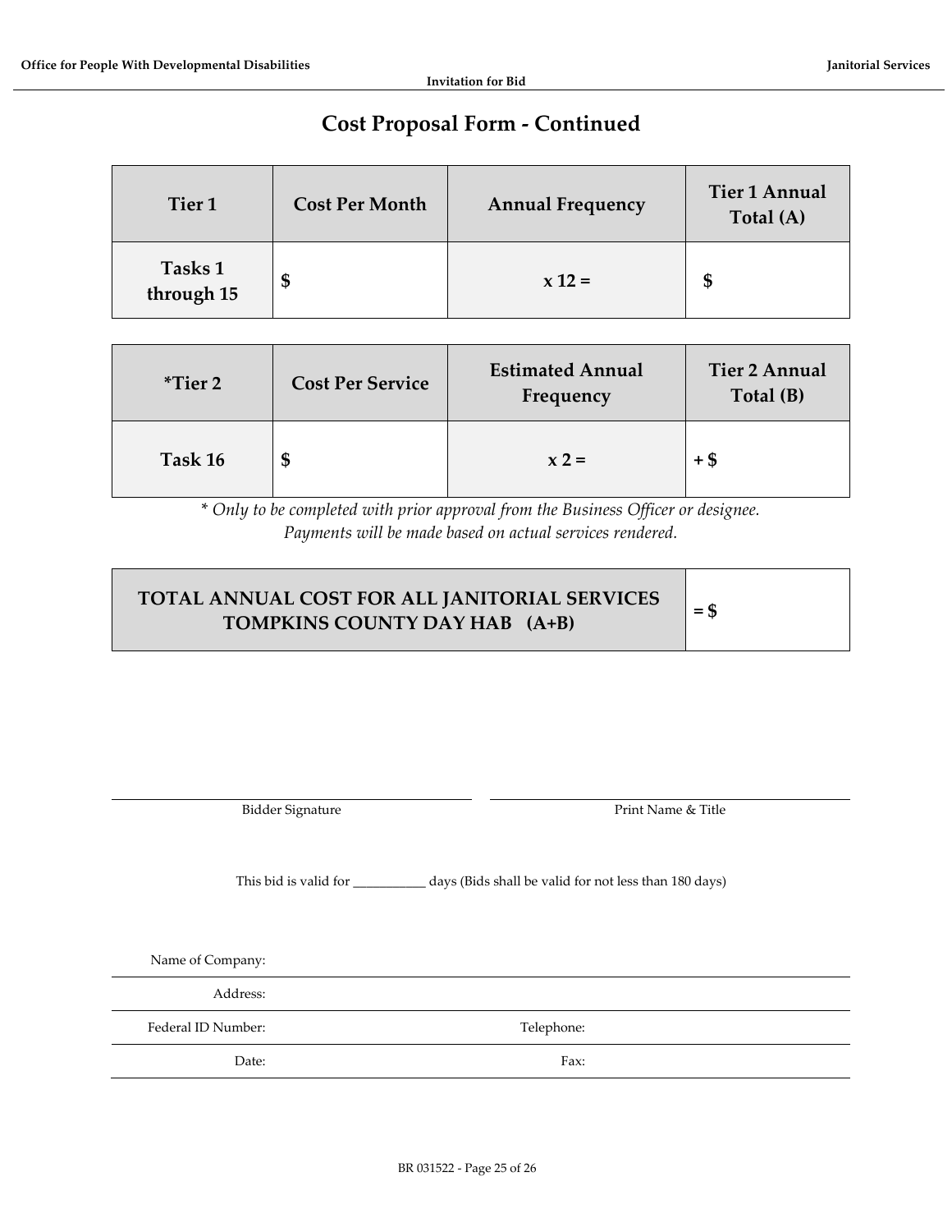# Cost Proposal Form - Continued

| Tier 1 | Cost Per Month | Annual Frequency | Tier 1 Annual Total (A) |
|---|---|---|---|
| Tasks 1 through 15 | $ | x 12 = | $ |

| *Tier 2 | Cost Per Service | Estimated Annual Frequency | Tier 2 Annual Total (B) |
|---|---|---|---|
| Task 16 | $ | x 2 = | + $ |

*\* Only to be completed with prior approval from the Business Officer or designee.*
*Payments will be made based on actual services rendered.*

| TOTAL ANNUAL COST FOR ALL JANITORIAL SERVICES TOMPKINS COUNTY DAY HAB (A+B) | = $ |
|---|---|

______________________________ Bidder Signature

______________________________ Print Name & Title

This bid is valid for __________ days (Bids shall be valid for not less than 180 days)

Name of Company:

Address:

Federal ID Number: Telephone:

Date: Fax: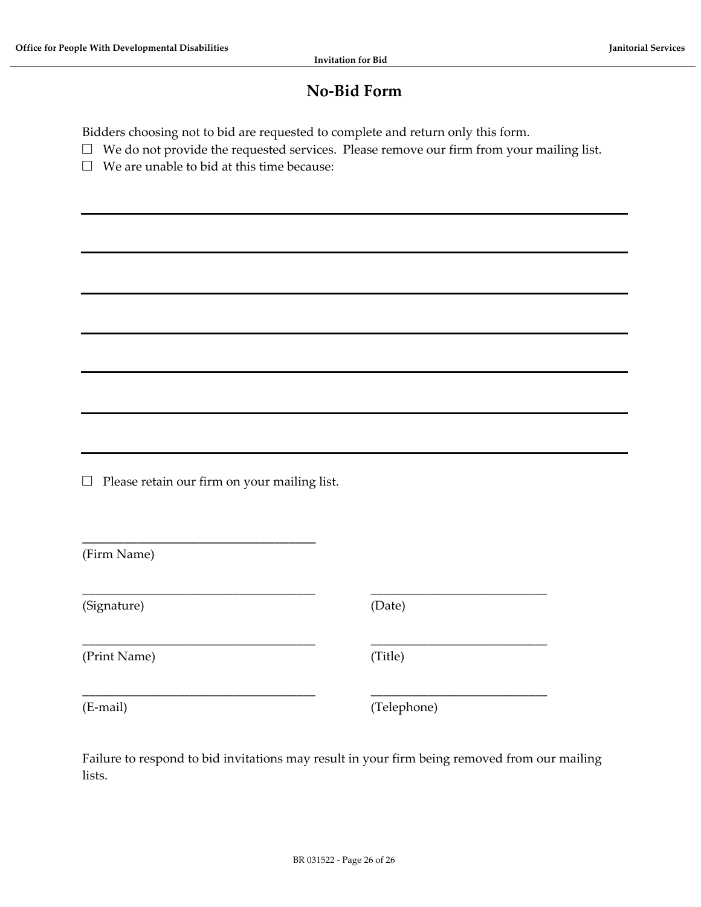# No-Bid Form

Bidders choosing not to bid are requested to complete and return only this form.

☐ We do not provide the requested services. Please remove our firm from your mailing list.

☐ We are unable to bid at this time because:

\_\_\_\_\_\_\_\_\_\_\_\_\_\_\_\_\_\_\_\_\_\_\_\_\_\_\_\_\_\_\_\_\_\_\_\_\_\_\_\_\_\_\_\_\_\_\_\_\_\_\_\_\_\_\_\_\_\_\_\_

\_\_\_\_\_\_\_\_\_\_\_\_\_\_\_\_\_\_\_\_\_\_\_\_\_\_\_\_\_\_\_\_\_\_\_\_\_\_\_\_\_\_\_\_\_\_\_\_\_\_\_\_\_\_\_\_\_\_\_\_

\_\_\_\_\_\_\_\_\_\_\_\_\_\_\_\_\_\_\_\_\_\_\_\_\_\_\_\_\_\_\_\_\_\_\_\_\_\_\_\_\_\_\_\_\_\_\_\_\_\_\_\_\_\_\_\_\_\_\_\_

\_\_\_\_\_\_\_\_\_\_\_\_\_\_\_\_\_\_\_\_\_\_\_\_\_\_\_\_\_\_\_\_\_\_\_\_\_\_\_\_\_\_\_\_\_\_\_\_\_\_\_\_\_\_\_\_\_\_\_\_

\_\_\_\_\_\_\_\_\_\_\_\_\_\_\_\_\_\_\_\_\_\_\_\_\_\_\_\_\_\_\_\_\_\_\_\_\_\_\_\_\_\_\_\_\_\_\_\_\_\_\_\_\_\_\_\_\_\_\_\_

\_\_\_\_\_\_\_\_\_\_\_\_\_\_\_\_\_\_\_\_\_\_\_\_\_\_\_\_\_\_\_\_\_\_\_\_\_\_\_\_\_\_\_\_\_\_\_\_\_\_\_\_\_\_\_\_\_\_\_\_

\_\_\_\_\_\_\_\_\_\_\_\_\_\_\_\_\_\_\_\_\_\_\_\_\_\_\_\_\_\_\_\_\_\_\_\_\_\_\_\_\_\_\_\_\_\_\_\_\_\_\_\_\_\_\_\_\_\_\_\_

☐ Please retain our firm on your mailing list.

\_\_\_\_\_\_\_\_\_\_\_\_\_\_\_\_\_\_\_\_\_\_\_\_\_\_\_\_\_\_\_\_\_\_\_\_
(Firm Name)

\_\_\_\_\_\_\_\_\_\_\_\_\_\_\_\_\_\_\_\_\_\_\_\_\_\_\_\_\_\_\_\_\_\_\_\_ \_\_\_\_\_\_\_\_\_\_\_\_\_\_\_\_\_\_\_\_\_\_\_\_\_\_\_\_
(Signature) (Date)

\_\_\_\_\_\_\_\_\_\_\_\_\_\_\_\_\_\_\_\_\_\_\_\_\_\_\_\_\_\_\_\_\_\_\_\_ \_\_\_\_\_\_\_\_\_\_\_\_\_\_\_\_\_\_\_\_\_\_\_\_\_\_\_\_
(Print Name) (Title)

\_\_\_\_\_\_\_\_\_\_\_\_\_\_\_\_\_\_\_\_\_\_\_\_\_\_\_\_\_\_\_\_\_\_\_\_ \_\_\_\_\_\_\_\_\_\_\_\_\_\_\_\_\_\_\_\_\_\_\_\_\_\_\_\_
(E-mail) (Telephone)

Failure to respond to bid invitations may result in your firm being removed from our mailing lists.